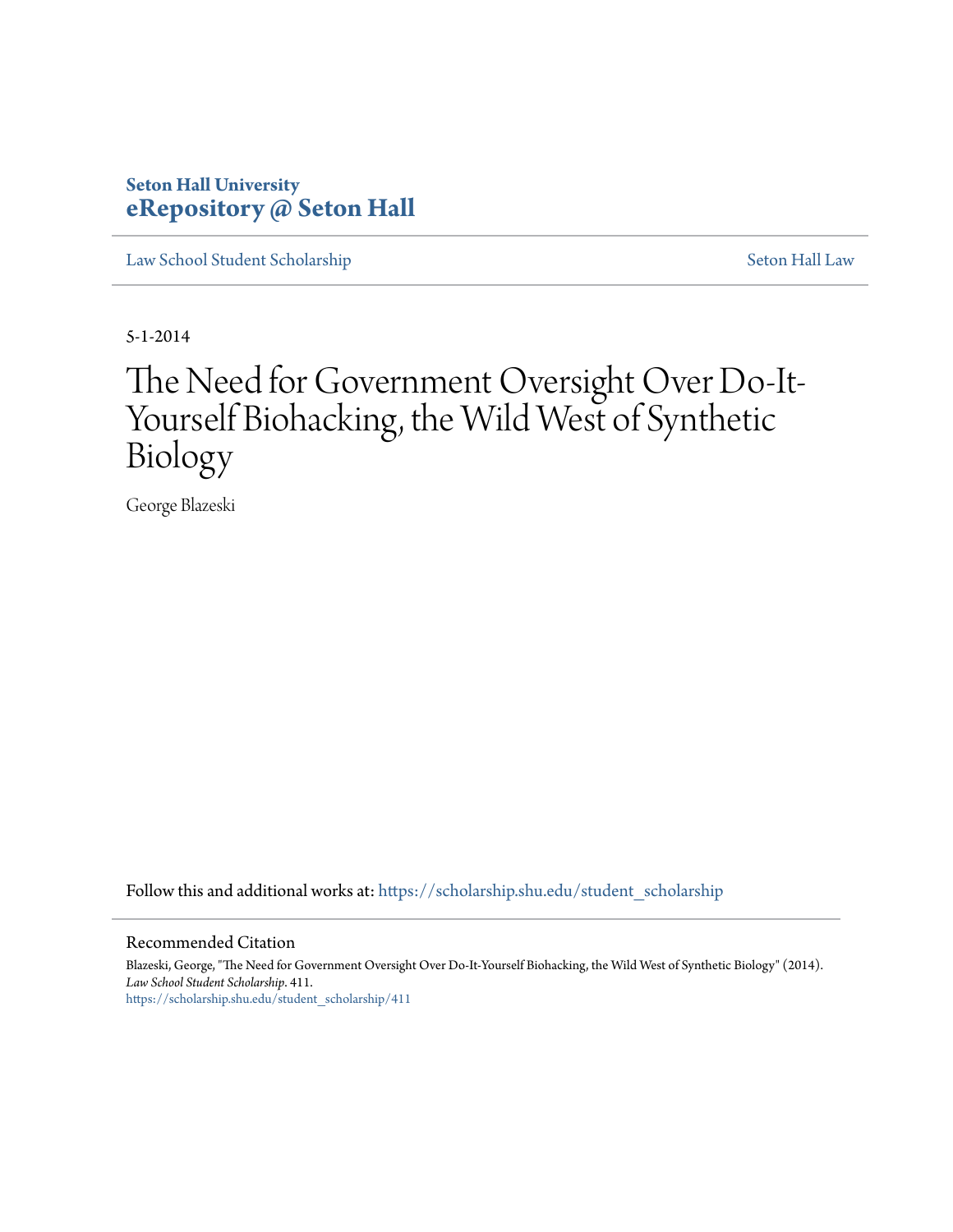Seton Hall University
**eRepository @ Seton Hall**

Law School Student Scholarship | Seton Hall Law

5-1-2014

# The Need for Government Oversight Over Do-It-Yourself Biohacking, the Wild West of Synthetic Biology

George Blazeski

Follow this and additional works at: https://scholarship.shu.edu/student_scholarship

Recommended Citation

Blazeski, George, "The Need for Government Oversight Over Do-It-Yourself Biohacking, the Wild West of Synthetic Biology" (2014). *Law School Student Scholarship*. 411.
https://scholarship.shu.edu/student_scholarship/411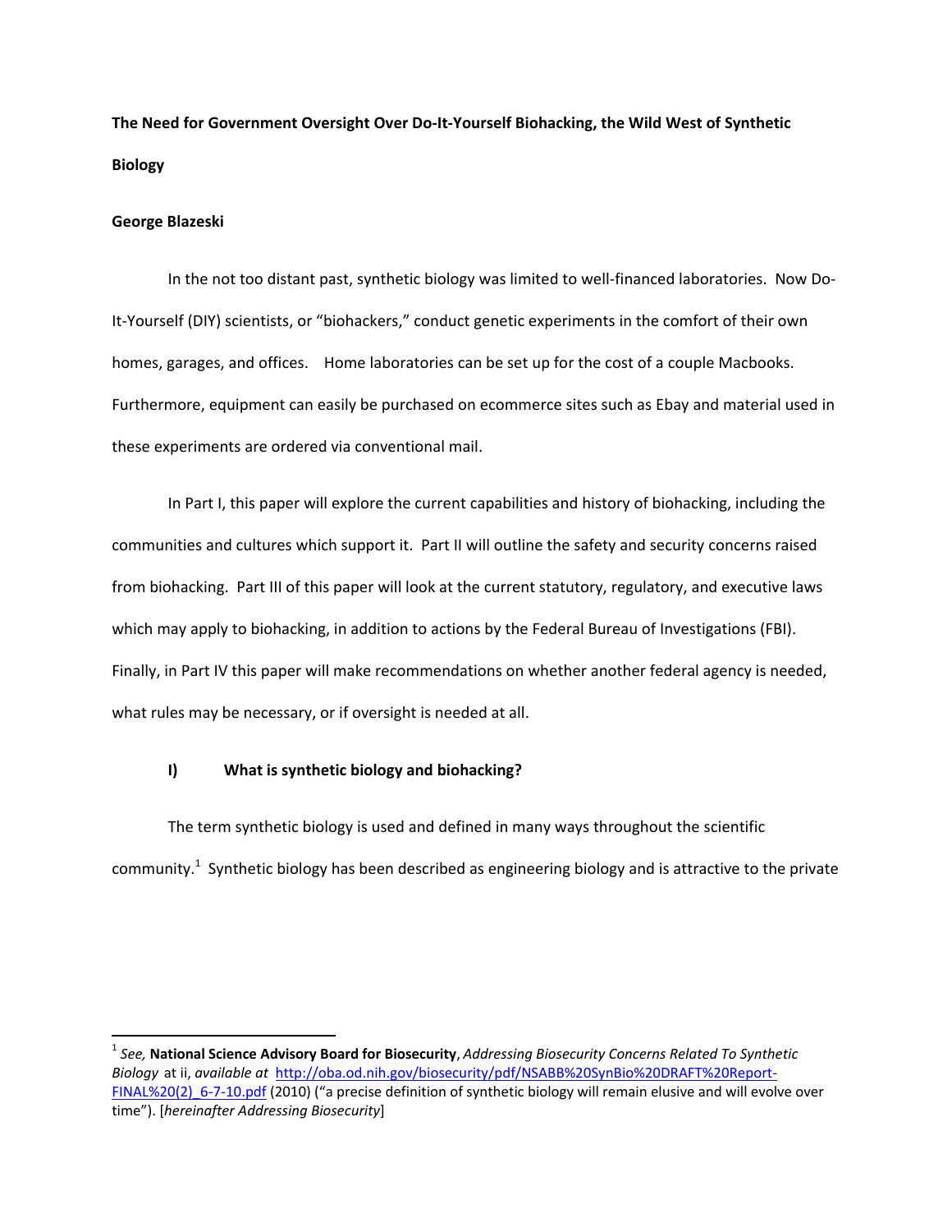**The Need for Government Oversight Over Do-It-Yourself Biohacking, the Wild West of Synthetic Biology**

**George Blazeski**

In the not too distant past, synthetic biology was limited to well-financed laboratories. Now Do-It-Yourself (DIY) scientists, or "biohackers," conduct genetic experiments in the comfort of their own homes, garages, and offices. Home laboratories can be set up for the cost of a couple Macbooks. Furthermore, equipment can easily be purchased on ecommerce sites such as Ebay and material used in these experiments are ordered via conventional mail.

In Part I, this paper will explore the current capabilities and history of biohacking, including the communities and cultures which support it. Part II will outline the safety and security concerns raised from biohacking. Part III of this paper will look at the current statutory, regulatory, and executive laws which may apply to biohacking, in addition to actions by the Federal Bureau of Investigations (FBI). Finally, in Part IV this paper will make recommendations on whether another federal agency is needed, what rules may be necessary, or if oversight is needed at all.

## I) What is synthetic biology and biohacking?

The term synthetic biology is used and defined in many ways throughout the scientific community.[1] Synthetic biology has been described as engineering biology and is attractive to the private

---

[1] *See,* **National Science Advisory Board for Biosecurity**, *Addressing Biosecurity Concerns Related To Synthetic Biology* at ii, *available at* http://oba.od.nih.gov/biosecurity/pdf/NSABB%20SynBio%20DRAFT%20Report-FINAL%20(2)_6-7-10.pdf (2010) ("a precise definition of synthetic biology will remain elusive and will evolve over time"). [*hereinafter Addressing Biosecurity*]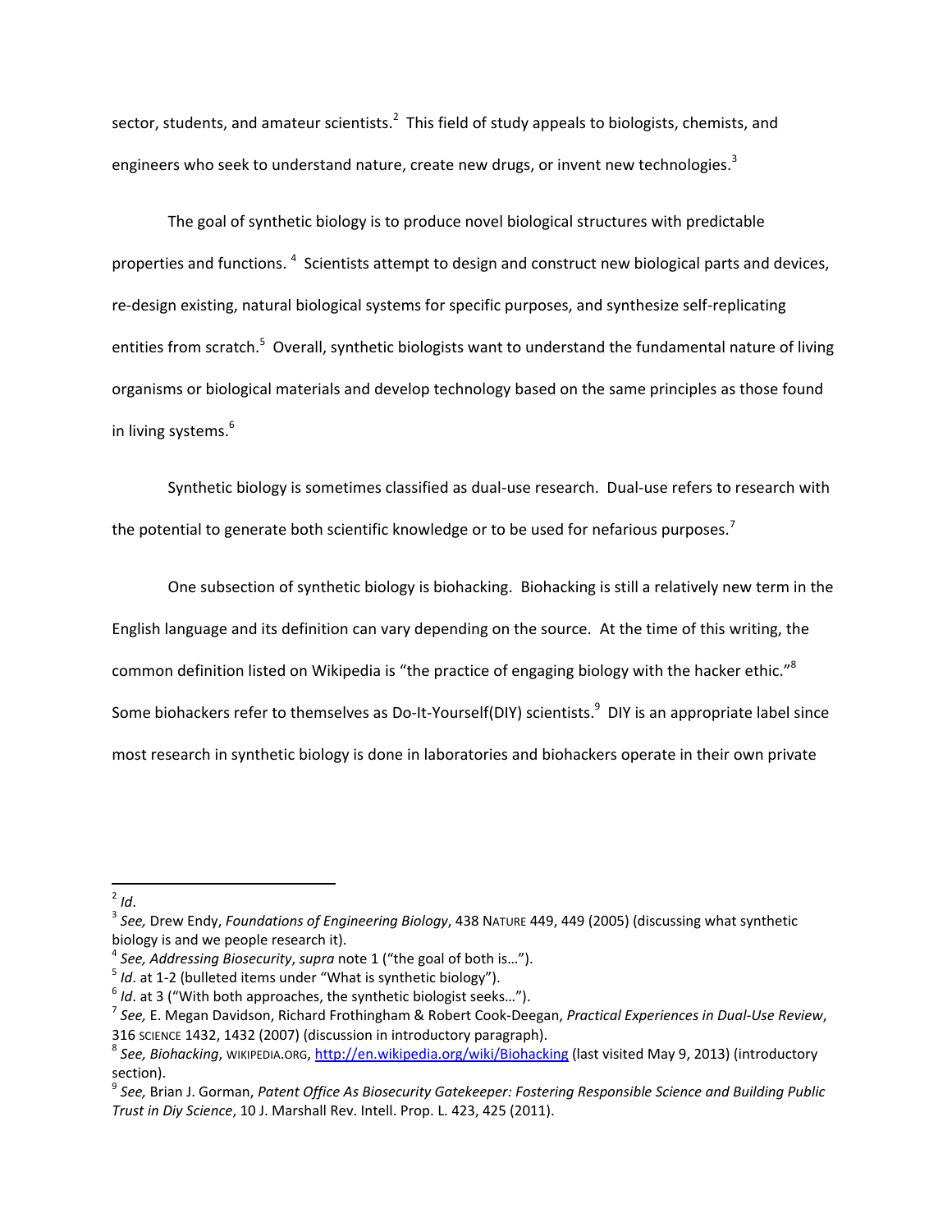sector, students, and amateur scientists.[2] This field of study appeals to biologists, chemists, and engineers who seek to understand nature, create new drugs, or invent new technologies.[3]

The goal of synthetic biology is to produce novel biological structures with predictable properties and functions.[4] Scientists attempt to design and construct new biological parts and devices, re-design existing, natural biological systems for specific purposes, and synthesize self-replicating entities from scratch.[5] Overall, synthetic biologists want to understand the fundamental nature of living organisms or biological materials and develop technology based on the same principles as those found in living systems.[6]

Synthetic biology is sometimes classified as dual-use research. Dual-use refers to research with the potential to generate both scientific knowledge or to be used for nefarious purposes.[7]

One subsection of synthetic biology is biohacking. Biohacking is still a relatively new term in the English language and its definition can vary depending on the source. At the time of this writing, the common definition listed on Wikipedia is "the practice of engaging biology with the hacker ethic."[8] Some biohackers refer to themselves as Do-It-Yourself(DIY) scientists.[9] DIY is an appropriate label since most research in synthetic biology is done in laboratories and biohackers operate in their own private

---

[2] *Id*.

[3] *See,* Drew Endy, *Foundations of Engineering Biology*, 438 NATURE 449, 449 (2005) (discussing what synthetic biology is and we people research it).

[4] *See, Addressing Biosecurity*, *supra* note 1 ("the goal of both is…").

[5] *Id*. at 1-2 (bulleted items under "What is synthetic biology").

[6] *Id*. at 3 ("With both approaches, the synthetic biologist seeks…").

[7] *See,* E. Megan Davidson, Richard Frothingham & Robert Cook-Deegan, *Practical Experiences in Dual-Use Review*, 316 SCIENCE 1432, 1432 (2007) (discussion in introductory paragraph).

[8] *See, Biohacking*, WIKIPEDIA.ORG, http://en.wikipedia.org/wiki/Biohacking (last visited May 9, 2013) (introductory section).

[9] *See,* Brian J. Gorman, *Patent Office As Biosecurity Gatekeeper: Fostering Responsible Science and Building Public Trust in Diy Science*, 10 J. Marshall Rev. Intell. Prop. L. 423, 425 (2011).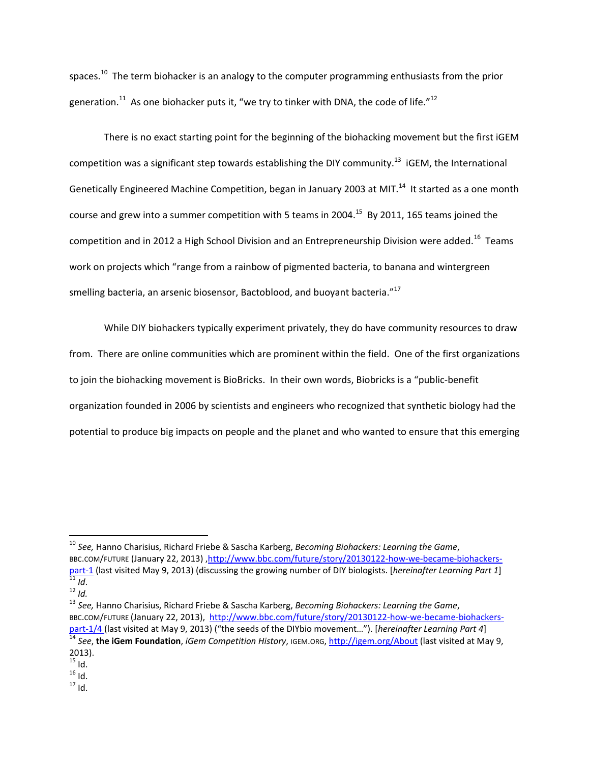spaces.[10] The term biohacker is an analogy to the computer programming enthusiasts from the prior generation.[11] As one biohacker puts it, "we try to tinker with DNA, the code of life."[12]

There is no exact starting point for the beginning of the biohacking movement but the first iGEM competition was a significant step towards establishing the DIY community.[13] iGEM, the International Genetically Engineered Machine Competition, began in January 2003 at MIT.[14] It started as a one month course and grew into a summer competition with 5 teams in 2004.[15] By 2011, 165 teams joined the competition and in 2012 a High School Division and an Entrepreneurship Division were added.[16] Teams work on projects which "range from a rainbow of pigmented bacteria, to banana and wintergreen smelling bacteria, an arsenic biosensor, Bactoblood, and buoyant bacteria."[17]

While DIY biohackers typically experiment privately, they do have community resources to draw from. There are online communities which are prominent within the field. One of the first organizations to join the biohacking movement is BioBricks. In their own words, Biobricks is a "public-benefit organization founded in 2006 by scientists and engineers who recognized that synthetic biology had the potential to produce big impacts on people and the planet and who wanted to ensure that this emerging

---

[10] *See,* Hanno Charisius, Richard Friebe & Sascha Karberg, *Becoming Biohackers: Learning the Game*, BBC.COM/FUTURE (January 22, 2013) ,http://www.bbc.com/future/story/20130122-how-we-became-biohackers-part-1 (last visited May 9, 2013) (discussing the growing number of DIY biologists. [*hereinafter Learning Part 1*]

[11] *Id*.

[12] *Id.*

[13] *See,* Hanno Charisius, Richard Friebe & Sascha Karberg, *Becoming Biohackers: Learning the Game*, BBC.COM/FUTURE (January 22, 2013), http://www.bbc.com/future/story/20130122-how-we-became-biohackers-part-1/4 (last visited at May 9, 2013) ("the seeds of the DIYbio movement…"). [*hereinafter Learning Part 4*]

[14] *See*, **the iGem Foundation**, *iGem Competition History*, IGEM.ORG, http://igem.org/About (last visited at May 9, 2013).

[15] Id.

[16] Id.

[17] Id.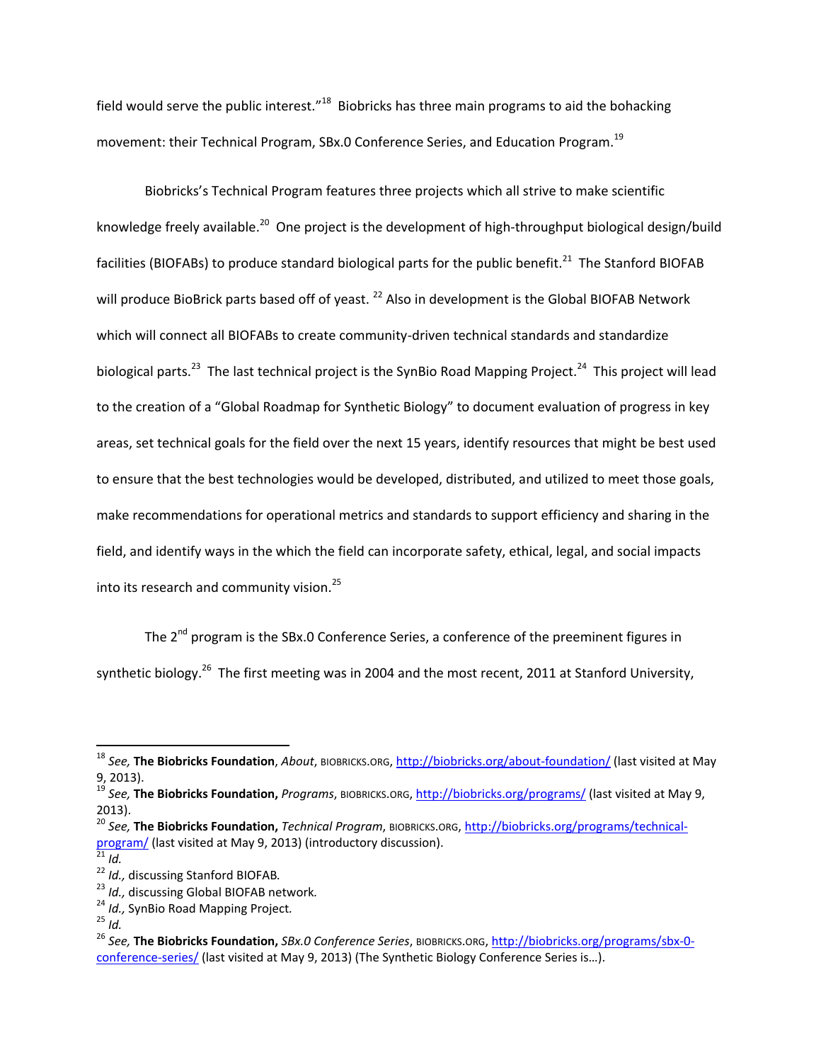field would serve the public interest."[18] Biobricks has three main programs to aid the bohacking movement: their Technical Program, SBx.0 Conference Series, and Education Program.[19]

Biobricks's Technical Program features three projects which all strive to make scientific knowledge freely available.[20] One project is the development of high-throughput biological design/build facilities (BIOFABs) to produce standard biological parts for the public benefit.[21] The Stanford BIOFAB will produce BioBrick parts based off of yeast. [22] Also in development is the Global BIOFAB Network which will connect all BIOFABs to create community-driven technical standards and standardize biological parts.[23] The last technical project is the SynBio Road Mapping Project.[24] This project will lead to the creation of a "Global Roadmap for Synthetic Biology" to document evaluation of progress in key areas, set technical goals for the field over the next 15 years, identify resources that might be best used to ensure that the best technologies would be developed, distributed, and utilized to meet those goals, make recommendations for operational metrics and standards to support efficiency and sharing in the field, and identify ways in the which the field can incorporate safety, ethical, legal, and social impacts into its research and community vision.[25]

The 2[nd] program is the SBx.0 Conference Series, a conference of the preeminent figures in synthetic biology.[26] The first meeting was in 2004 and the most recent, 2011 at Stanford University,

---

[18] *See,* **The Biobricks Foundation**, *About*, BIOBRICKS.ORG, http://biobricks.org/about-foundation/ (last visited at May 9, 2013).

[19] *See,* **The Biobricks Foundation,** *Programs*, BIOBRICKS.ORG, http://biobricks.org/programs/ (last visited at May 9, 2013).

[20] *See,* **The Biobricks Foundation,** *Technical Program*, BIOBRICKS.ORG, http://biobricks.org/programs/technical-program/ (last visited at May 9, 2013) (introductory discussion).

[21] *Id.*

[22] *Id.,* discussing Stanford BIOFAB.

[23] *Id.,* discussing Global BIOFAB network.

[24] *Id.,* SynBio Road Mapping Project.

[25] *Id.*

[26] *See,* **The Biobricks Foundation,** *SBx.0 Conference Series*, BIOBRICKS.ORG, http://biobricks.org/programs/sbx-0-conference-series/ (last visited at May 9, 2013) (The Synthetic Biology Conference Series is…).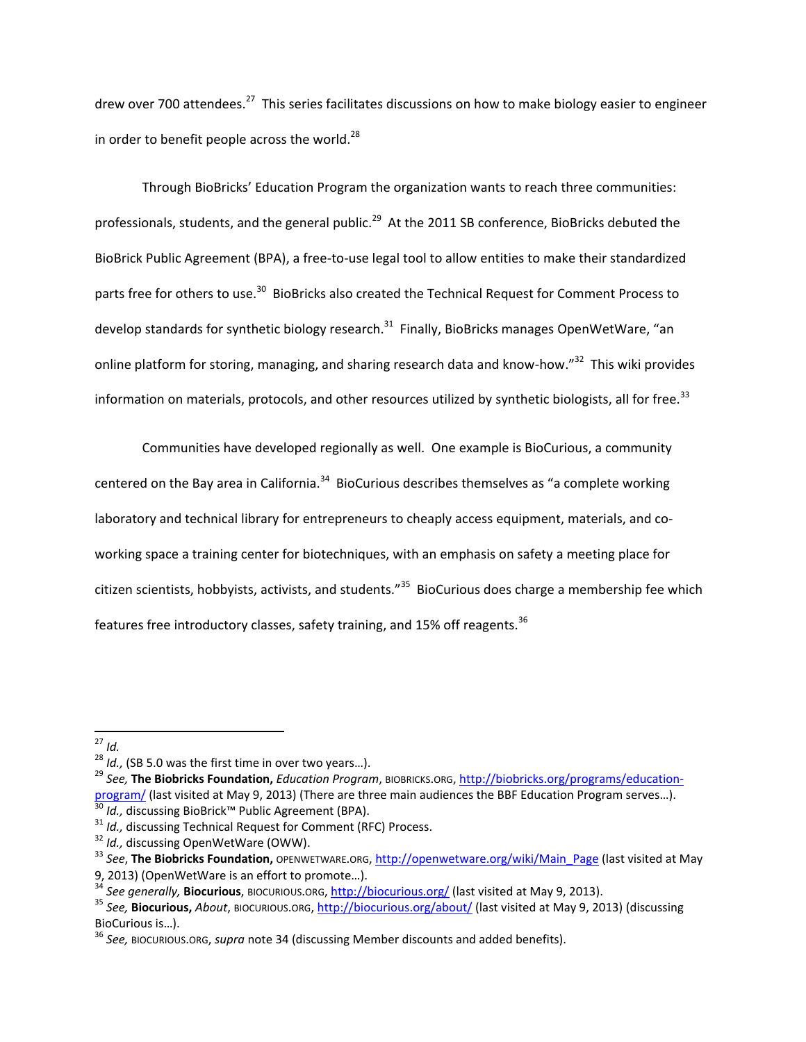drew over 700 attendees.[27] This series facilitates discussions on how to make biology easier to engineer in order to benefit people across the world.[28]

Through BioBricks' Education Program the organization wants to reach three communities: professionals, students, and the general public.[29] At the 2011 SB conference, BioBricks debuted the BioBrick Public Agreement (BPA), a free-to-use legal tool to allow entities to make their standardized parts free for others to use.[30] BioBricks also created the Technical Request for Comment Process to develop standards for synthetic biology research.[31] Finally, BioBricks manages OpenWetWare, "an online platform for storing, managing, and sharing research data and know-how."[32] This wiki provides information on materials, protocols, and other resources utilized by synthetic biologists, all for free.[33]

Communities have developed regionally as well. One example is BioCurious, a community centered on the Bay area in California.[34] BioCurious describes themselves as "a complete working laboratory and technical library for entrepreneurs to cheaply access equipment, materials, and co-working space a training center for biotechniques, with an emphasis on safety a meeting place for citizen scientists, hobbyists, activists, and students."[35] BioCurious does charge a membership fee which features free introductory classes, safety training, and 15% off reagents.[36]

---

[27] *Id.*

[28] *Id.,* (SB 5.0 was the first time in over two years…).

[29] *See,* **The Biobricks Foundation,** *Education Program*, BIOBRICKS.ORG, http://biobricks.org/programs/education-program/ (last visited at May 9, 2013) (There are three main audiences the BBF Education Program serves…).

[30] *Id.,* discussing BioBrick™ Public Agreement (BPA).

[31] *Id.,* discussing Technical Request for Comment (RFC) Process.

[32] *Id.,* discussing OpenWetWare (OWW).

[33] *See*, **The Biobricks Foundation,** OPENWETWARE.ORG, http://openwetware.org/wiki/Main_Page (last visited at May 9, 2013) (OpenWetWare is an effort to promote…).

[34] *See generally,* **Biocurious**, BIOCURIOUS.ORG, http://biocurious.org/ (last visited at May 9, 2013).

[35] *See,* **Biocurious,** *About*, BIOCURIOUS.ORG, http://biocurious.org/about/ (last visited at May 9, 2013) (discussing BioCurious is…).

[36] *See,* BIOCURIOUS.ORG, *supra* note 34 (discussing Member discounts and added benefits).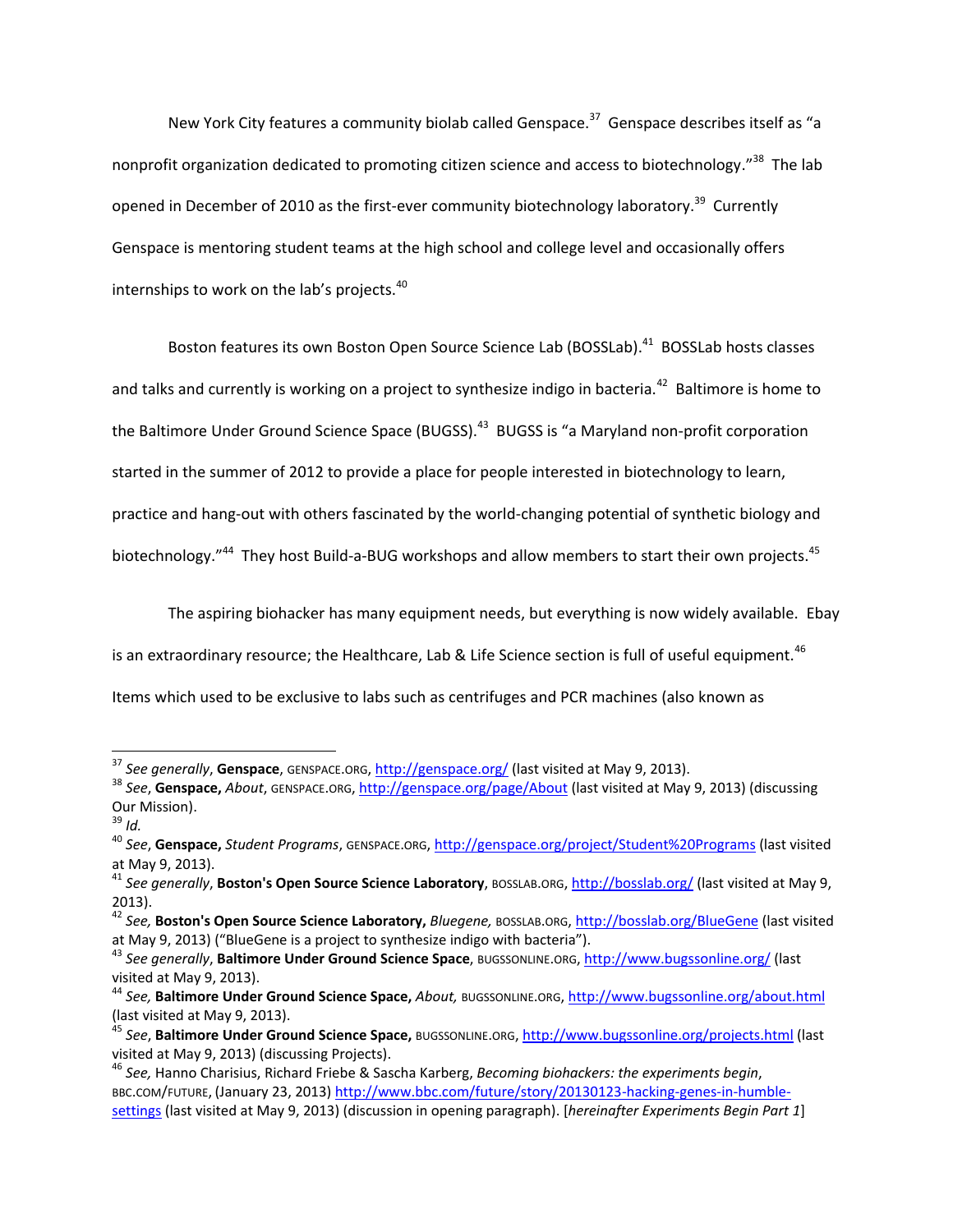New York City features a community biolab called Genspace.[37] Genspace describes itself as "a nonprofit organization dedicated to promoting citizen science and access to biotechnology."[38] The lab opened in December of 2010 as the first-ever community biotechnology laboratory.[39] Currently Genspace is mentoring student teams at the high school and college level and occasionally offers internships to work on the lab's projects.[40]

Boston features its own Boston Open Source Science Lab (BOSSLab).[41] BOSSLab hosts classes and talks and currently is working on a project to synthesize indigo in bacteria.[42] Baltimore is home to the Baltimore Under Ground Science Space (BUGSS).[43] BUGSS is "a Maryland non-profit corporation started in the summer of 2012 to provide a place for people interested in biotechnology to learn, practice and hang-out with others fascinated by the world-changing potential of synthetic biology and biotechnology."[44] They host Build-a-BUG workshops and allow members to start their own projects.[45]

The aspiring biohacker has many equipment needs, but everything is now widely available. Ebay is an extraordinary resource; the Healthcare, Lab & Life Science section is full of useful equipment.[46] Items which used to be exclusive to labs such as centrifuges and PCR machines (also known as

---

[37] *See generally*, **Genspace**, GENSPACE.ORG, http://genspace.org/ (last visited at May 9, 2013).

[38] *See*, **Genspace,** *About*, GENSPACE.ORG, http://genspace.org/page/About (last visited at May 9, 2013) (discussing Our Mission).

[39] *Id.*

[40] *See*, **Genspace,** *Student Programs*, GENSPACE.ORG, http://genspace.org/project/Student%20Programs (last visited at May 9, 2013).

[41] *See generally*, **Boston's Open Source Science Laboratory**, BOSSLAB.ORG, http://bosslab.org/ (last visited at May 9, 2013).

[42] *See,* **Boston's Open Source Science Laboratory,** *Bluegene,* BOSSLAB.ORG, http://bosslab.org/BlueGene (last visited at May 9, 2013) ("BlueGene is a project to synthesize indigo with bacteria").

[43] *See generally*, **Baltimore Under Ground Science Space**, BUGSSONLINE.ORG, http://www.bugssonline.org/ (last visited at May 9, 2013).

[44] *See,* **Baltimore Under Ground Science Space,** *About,* BUGSSONLINE.ORG, http://www.bugssonline.org/about.html (last visited at May 9, 2013).

[45] *See*, **Baltimore Under Ground Science Space,** BUGSSONLINE.ORG, http://www.bugssonline.org/projects.html (last visited at May 9, 2013) (discussing Projects).

[46] *See,* Hanno Charisius, Richard Friebe & Sascha Karberg, *Becoming biohackers: the experiments begin*, BBC.COM/FUTURE, (January 23, 2013) http://www.bbc.com/future/story/20130123-hacking-genes-in-humble-settings (last visited at May 9, 2013) (discussion in opening paragraph). [*hereinafter Experiments Begin Part 1*]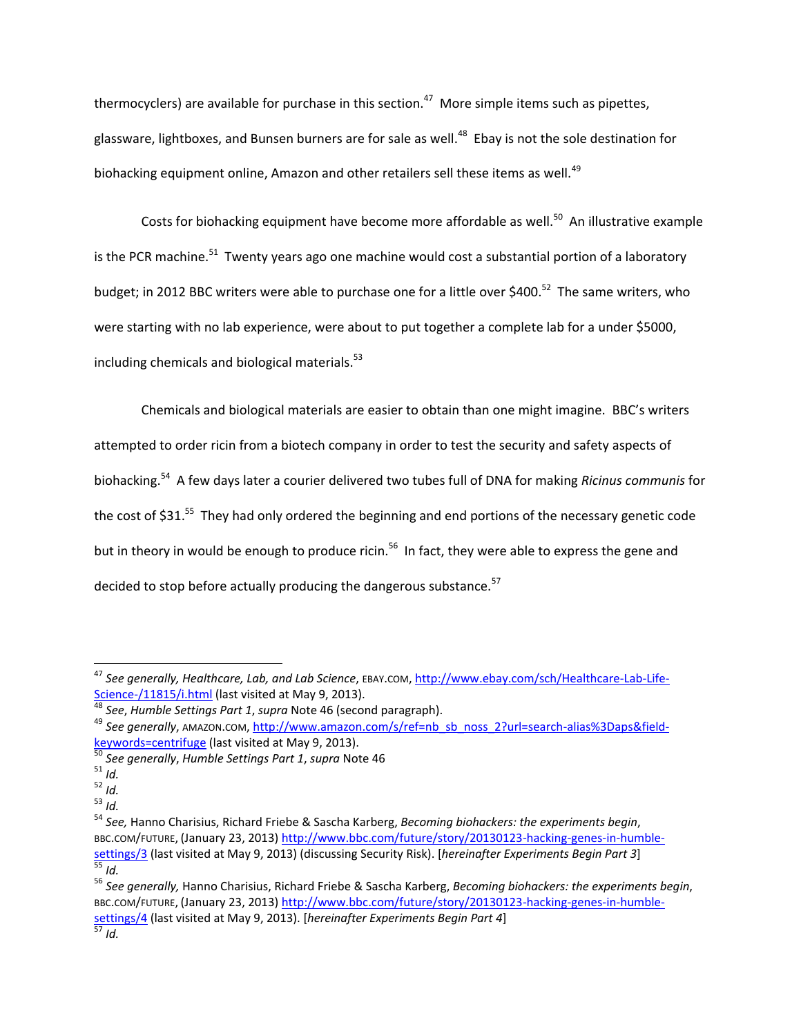thermocyclers) are available for purchase in this section.[47] More simple items such as pipettes, glassware, lightboxes, and Bunsen burners are for sale as well.[48] Ebay is not the sole destination for biohacking equipment online, Amazon and other retailers sell these items as well.[49]

Costs for biohacking equipment have become more affordable as well.[50] An illustrative example is the PCR machine.[51] Twenty years ago one machine would cost a substantial portion of a laboratory budget; in 2012 BBC writers were able to purchase one for a little over $400.[52] The same writers, who were starting with no lab experience, were about to put together a complete lab for a under $5000, including chemicals and biological materials.[53]

Chemicals and biological materials are easier to obtain than one might imagine. BBC's writers attempted to order ricin from a biotech company in order to test the security and safety aspects of biohacking.[54] A few days later a courier delivered two tubes full of DNA for making *Ricinus communis* for the cost of $31.[55] They had only ordered the beginning and end portions of the necessary genetic code but in theory in would be enough to produce ricin.[56] In fact, they were able to express the gene and decided to stop before actually producing the dangerous substance.[57]

---

[47] *See generally, Healthcare, Lab, and Lab Science*, EBAY.COM, http://www.ebay.com/sch/Healthcare-Lab-Life-Science-/11815/i.html (last visited at May 9, 2013).

[48] *See*, *Humble Settings Part 1*, *supra* Note 46 (second paragraph).

[49] *See generally*, AMAZON.COM, http://www.amazon.com/s/ref=nb_sb_noss_2?url=search-alias%3Daps&field-keywords=centrifuge (last visited at May 9, 2013).

[50] *See generally*, *Humble Settings Part 1*, *supra* Note 46

[51] *Id.*

[52] *Id.*

[53] *Id.*

[54] *See,* Hanno Charisius, Richard Friebe & Sascha Karberg, *Becoming biohackers: the experiments begin*, BBC.COM/FUTURE, (January 23, 2013) http://www.bbc.com/future/story/20130123-hacking-genes-in-humble-settings/3 (last visited at May 9, 2013) (discussing Security Risk). [*hereinafter Experiments Begin Part 3*]

[55] *Id.*

[56] *See generally,* Hanno Charisius, Richard Friebe & Sascha Karberg, *Becoming biohackers: the experiments begin*, BBC.COM/FUTURE, (January 23, 2013) http://www.bbc.com/future/story/20130123-hacking-genes-in-humble-settings/4 (last visited at May 9, 2013). [*hereinafter Experiments Begin Part 4*]

[57] *Id.*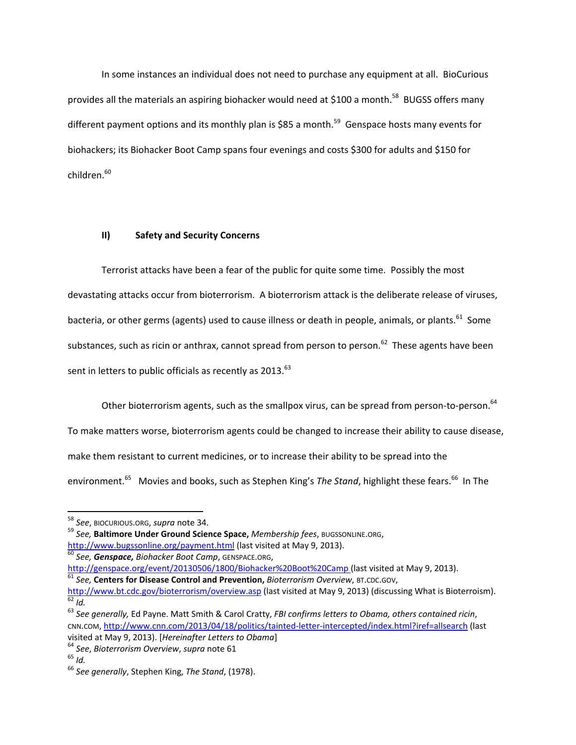In some instances an individual does not need to purchase any equipment at all. BioCurious provides all the materials an aspiring biohacker would need at $100 a month.[58] BUGSS offers many different payment options and its monthly plan is $85 a month.[59] Genspace hosts many events for biohackers; its Biohacker Boot Camp spans four evenings and costs $300 for adults and $150 for children.[60]

## II) Safety and Security Concerns

Terrorist attacks have been a fear of the public for quite some time. Possibly the most devastating attacks occur from bioterrorism. A bioterrorism attack is the deliberate release of viruses, bacteria, or other germs (agents) used to cause illness or death in people, animals, or plants.[61] Some substances, such as ricin or anthrax, cannot spread from person to person.[62] These agents have been sent in letters to public officials as recently as 2013.[63]

Other bioterrorism agents, such as the smallpox virus, can be spread from person-to-person.[64] To make matters worse, bioterrorism agents could be changed to increase their ability to cause disease, make them resistant to current medicines, or to increase their ability to be spread into the environment.[65] Movies and books, such as Stephen King's *The Stand*, highlight these fears.[66] In The

---

[58] *See*, BIOCURIOUS.ORG, *supra* note 34.

[59] *See,* **Baltimore Under Ground Science Space,** *Membership fees*, BUGSSONLINE.ORG, http://www.bugssonline.org/payment.html (last visited at May 9, 2013).

[60] *See,* ***Genspace,*** *Biohacker Boot Camp*, GENSPACE.ORG, http://genspace.org/event/20130506/1800/Biohacker%20Boot%20Camp (last visited at May 9, 2013).

[61] *See,* **Centers for Disease Control and Prevention,** *Bioterrorism Overview*, BT.CDC.GOV, http://www.bt.cdc.gov/bioterrorism/overview.asp (last visited at May 9, 2013) (discussing What is Bioterroism).

[62] *Id.*

[63] *See generally,* Ed Payne. Matt Smith & Carol Cratty, *FBI confirms letters to Obama, others contained ricin*, CNN.COM, http://www.cnn.com/2013/04/18/politics/tainted-letter-intercepted/index.html?iref=allsearch (last visited at May 9, 2013). [*Hereinafter Letters to Obama*]

[64] *See*, *Bioterrorism Overview*, *supra* note 61

[65] *Id.*

[66] *See generally*, Stephen King, *The Stand*, (1978).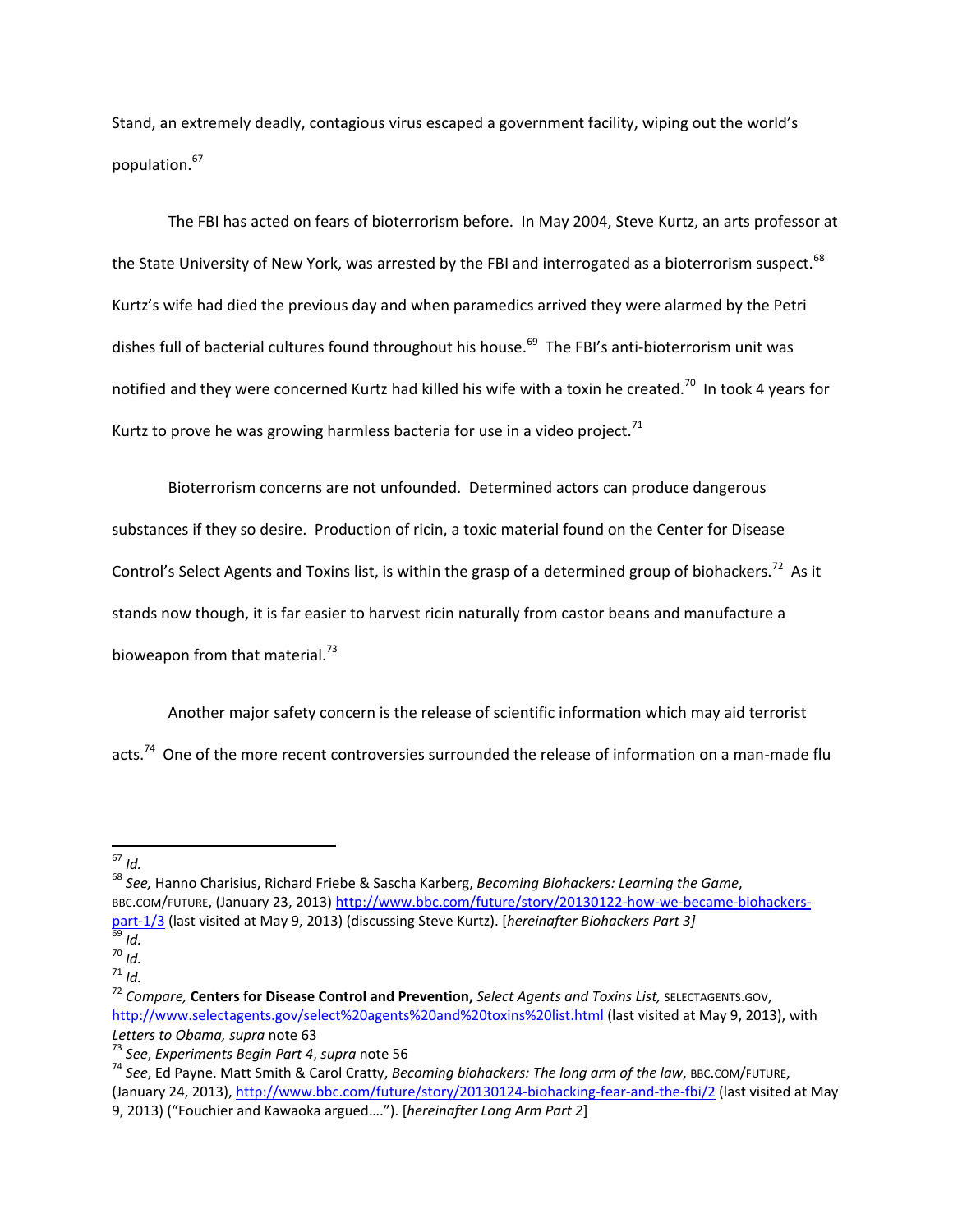Stand, an extremely deadly, contagious virus escaped a government facility, wiping out the world's population.[67]

The FBI has acted on fears of bioterrorism before. In May 2004, Steve Kurtz, an arts professor at the State University of New York, was arrested by the FBI and interrogated as a bioterrorism suspect.[68] Kurtz's wife had died the previous day and when paramedics arrived they were alarmed by the Petri dishes full of bacterial cultures found throughout his house.[69] The FBI's anti-bioterrorism unit was notified and they were concerned Kurtz had killed his wife with a toxin he created.[70] In took 4 years for Kurtz to prove he was growing harmless bacteria for use in a video project.[71]

Bioterrorism concerns are not unfounded. Determined actors can produce dangerous substances if they so desire. Production of ricin, a toxic material found on the Center for Disease Control's Select Agents and Toxins list, is within the grasp of a determined group of biohackers.[72] As it stands now though, it is far easier to harvest ricin naturally from castor beans and manufacture a bioweapon from that material.[73]

Another major safety concern is the release of scientific information which may aid terrorist acts.[74] One of the more recent controversies surrounded the release of information on a man-made flu

---

[67] *Id.*

[68] *See,* Hanno Charisius, Richard Friebe & Sascha Karberg, *Becoming Biohackers: Learning the Game*, BBC.COM/FUTURE, (January 23, 2013) http://www.bbc.com/future/story/20130122-how-we-became-biohackers-part-1/3 (last visited at May 9, 2013) (discussing Steve Kurtz). [*hereinafter Biohackers Part 3]*

[69] *Id.*

[70] *Id.*

[71] *Id.*

[72] *Compare,* **Centers for Disease Control and Prevention,** *Select Agents and Toxins List,* SELECTAGENTS.GOV, http://www.selectagents.gov/select%20agents%20and%20toxins%20list.html (last visited at May 9, 2013), with *Letters to Obama, supra* note 63

[73] *See*, *Experiments Begin Part 4*, *supra* note 56

[74] *See*, Ed Payne. Matt Smith & Carol Cratty, *Becoming biohackers: The long arm of the law*, BBC.COM/FUTURE, (January 24, 2013), http://www.bbc.com/future/story/20130124-biohacking-fear-and-the-fbi/2 (last visited at May 9, 2013) ("Fouchier and Kawaoka argued…."). [*hereinafter Long Arm Part 2*]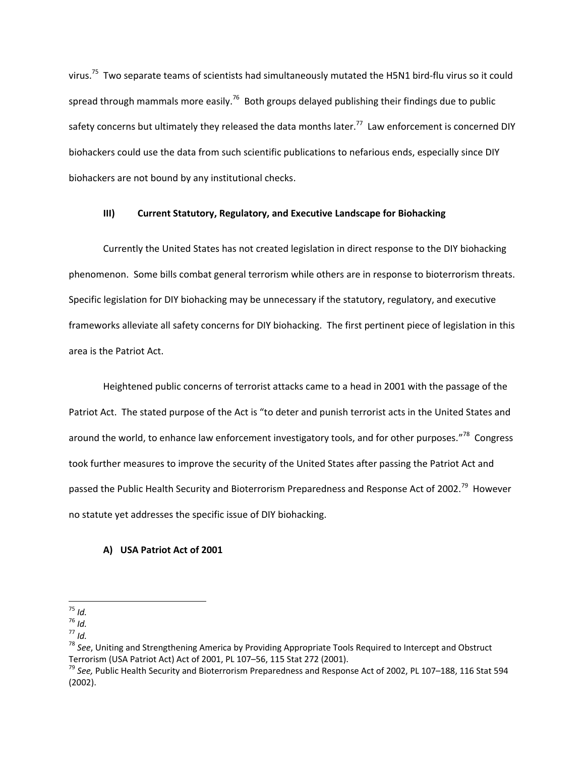virus.[75] Two separate teams of scientists had simultaneously mutated the H5N1 bird-flu virus so it could spread through mammals more easily.[76] Both groups delayed publishing their findings due to public safety concerns but ultimately they released the data months later.[77] Law enforcement is concerned DIY biohackers could use the data from such scientific publications to nefarious ends, especially since DIY biohackers are not bound by any institutional checks.

## III) Current Statutory, Regulatory, and Executive Landscape for Biohacking

Currently the United States has not created legislation in direct response to the DIY biohacking phenomenon. Some bills combat general terrorism while others are in response to bioterrorism threats. Specific legislation for DIY biohacking may be unnecessary if the statutory, regulatory, and executive frameworks alleviate all safety concerns for DIY biohacking. The first pertinent piece of legislation in this area is the Patriot Act.

Heightened public concerns of terrorist attacks came to a head in 2001 with the passage of the Patriot Act. The stated purpose of the Act is "to deter and punish terrorist acts in the United States and around the world, to enhance law enforcement investigatory tools, and for other purposes."[78] Congress took further measures to improve the security of the United States after passing the Patriot Act and passed the Public Health Security and Bioterrorism Preparedness and Response Act of 2002.[79] However no statute yet addresses the specific issue of DIY biohacking.

### A) USA Patriot Act of 2001

---

[75] *Id.*

[76] *Id.*

[77] *Id.*

[78] *See*, Uniting and Strengthening America by Providing Appropriate Tools Required to Intercept and Obstruct Terrorism (USA Patriot Act) Act of 2001, PL 107–56, 115 Stat 272 (2001).

[79] *See,* Public Health Security and Bioterrorism Preparedness and Response Act of 2002, PL 107–188, 116 Stat 594 (2002).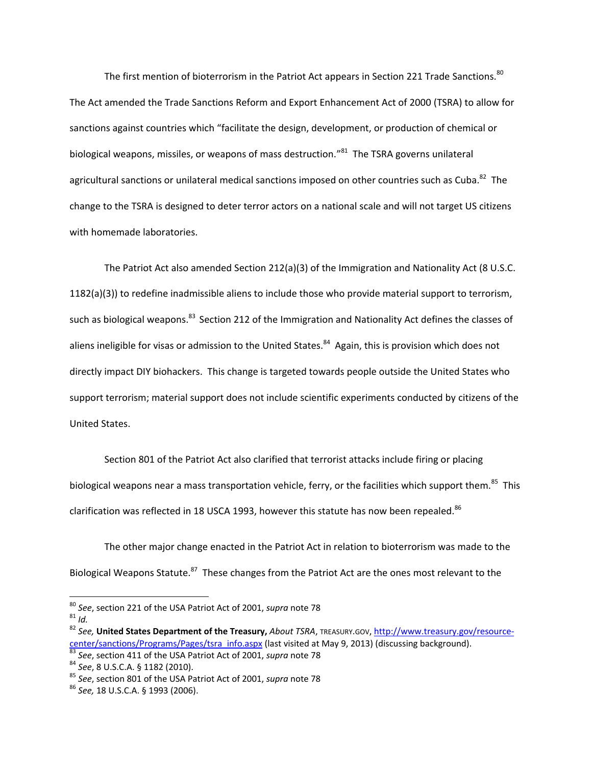The first mention of bioterrorism in the Patriot Act appears in Section 221 Trade Sanctions.[80] The Act amended the Trade Sanctions Reform and Export Enhancement Act of 2000 (TSRA) to allow for sanctions against countries which "facilitate the design, development, or production of chemical or biological weapons, missiles, or weapons of mass destruction."[81] The TSRA governs unilateral agricultural sanctions or unilateral medical sanctions imposed on other countries such as Cuba.[82] The change to the TSRA is designed to deter terror actors on a national scale and will not target US citizens with homemade laboratories.

The Patriot Act also amended Section 212(a)(3) of the Immigration and Nationality Act (8 U.S.C. 1182(a)(3)) to redefine inadmissible aliens to include those who provide material support to terrorism, such as biological weapons.[83] Section 212 of the Immigration and Nationality Act defines the classes of aliens ineligible for visas or admission to the United States.[84] Again, this is provision which does not directly impact DIY biohackers. This change is targeted towards people outside the United States who support terrorism; material support does not include scientific experiments conducted by citizens of the United States.

Section 801 of the Patriot Act also clarified that terrorist attacks include firing or placing biological weapons near a mass transportation vehicle, ferry, or the facilities which support them.[85] This clarification was reflected in 18 USCA 1993, however this statute has now been repealed.[86]

The other major change enacted in the Patriot Act in relation to bioterrorism was made to the Biological Weapons Statute.[87] These changes from the Patriot Act are the ones most relevant to the

---

[80] *See*, section 221 of the USA Patriot Act of 2001, *supra* note 78

[81] *Id.*

[82] *See,* **United States Department of the Treasury,** *About TSRA*, TREASURY.GOV, http://www.treasury.gov/resource-center/sanctions/Programs/Pages/tsra_info.aspx (last visited at May 9, 2013) (discussing background).

[83] *See*, section 411 of the USA Patriot Act of 2001, *supra* note 78

[84] *See*, 8 U.S.C.A. § 1182 (2010).

[85] *See*, section 801 of the USA Patriot Act of 2001, *supra* note 78

[86] *See,* 18 U.S.C.A. § 1993 (2006).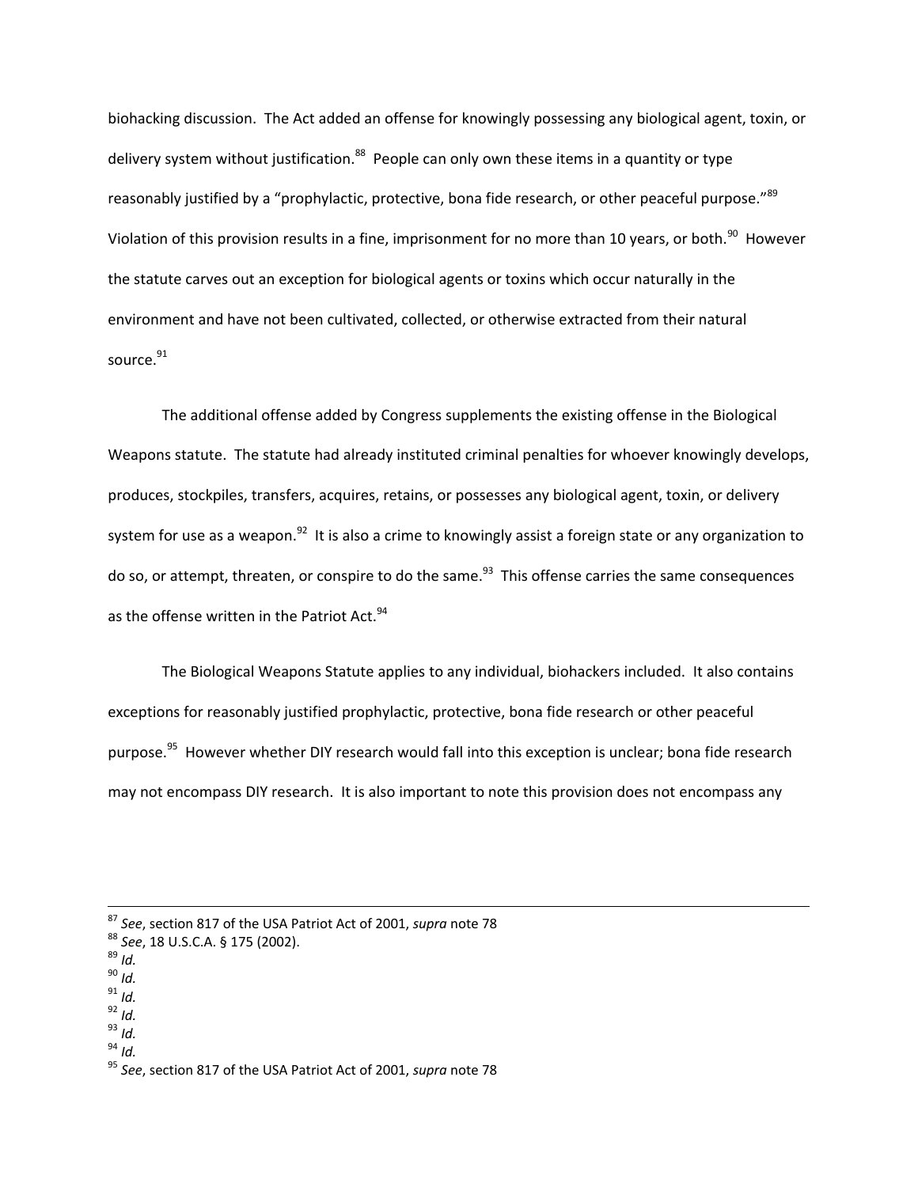biohacking discussion. The Act added an offense for knowingly possessing any biological agent, toxin, or delivery system without justification.[88] People can only own these items in a quantity or type reasonably justified by a "prophylactic, protective, bona fide research, or other peaceful purpose."[89] Violation of this provision results in a fine, imprisonment for no more than 10 years, or both.[90] However the statute carves out an exception for biological agents or toxins which occur naturally in the environment and have not been cultivated, collected, or otherwise extracted from their natural source.[91]

The additional offense added by Congress supplements the existing offense in the Biological Weapons statute. The statute had already instituted criminal penalties for whoever knowingly develops, produces, stockpiles, transfers, acquires, retains, or possesses any biological agent, toxin, or delivery system for use as a weapon.[92] It is also a crime to knowingly assist a foreign state or any organization to do so, or attempt, threaten, or conspire to do the same.[93] This offense carries the same consequences as the offense written in the Patriot Act.[94]

The Biological Weapons Statute applies to any individual, biohackers included. It also contains exceptions for reasonably justified prophylactic, protective, bona fide research or other peaceful purpose.[95] However whether DIY research would fall into this exception is unclear; bona fide research may not encompass DIY research. It is also important to note this provision does not encompass any

---

[87] *See*, section 817 of the USA Patriot Act of 2001, *supra* note 78

[88] *See*, 18 U.S.C.A. § 175 (2002).

[89] *Id.*

[90] *Id.*

[91] *Id.*

[92] *Id.*

[93] *Id.*

[94] *Id.*

[95] *See*, section 817 of the USA Patriot Act of 2001, *supra* note 78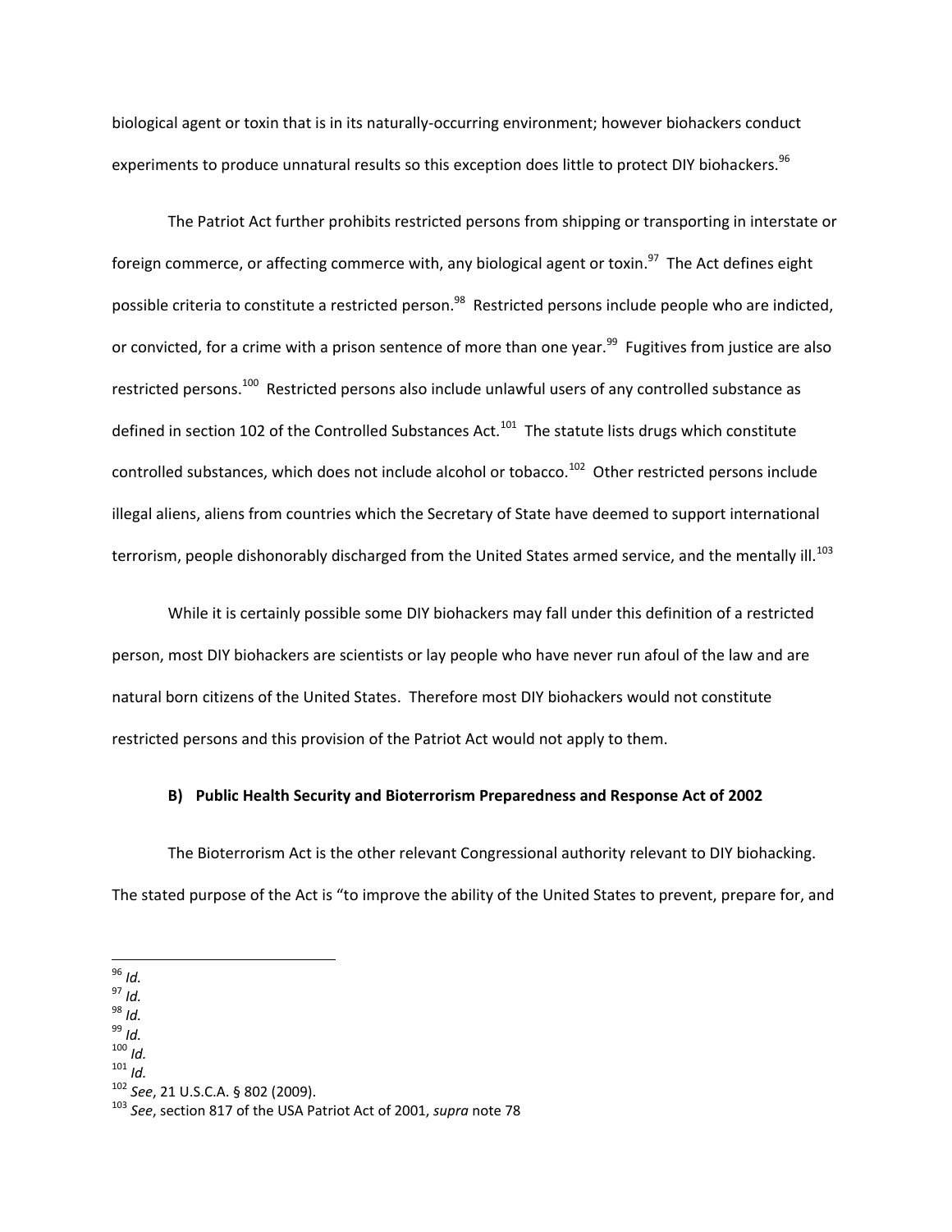biological agent or toxin that is in its naturally-occurring environment; however biohackers conduct experiments to produce unnatural results so this exception does little to protect DIY biohackers.[96]

The Patriot Act further prohibits restricted persons from shipping or transporting in interstate or foreign commerce, or affecting commerce with, any biological agent or toxin.[97] The Act defines eight possible criteria to constitute a restricted person.[98] Restricted persons include people who are indicted, or convicted, for a crime with a prison sentence of more than one year.[99] Fugitives from justice are also restricted persons.[100] Restricted persons also include unlawful users of any controlled substance as defined in section 102 of the Controlled Substances Act.[101] The statute lists drugs which constitute controlled substances, which does not include alcohol or tobacco.[102] Other restricted persons include illegal aliens, aliens from countries which the Secretary of State have deemed to support international terrorism, people dishonorably discharged from the United States armed service, and the mentally ill.[103]

While it is certainly possible some DIY biohackers may fall under this definition of a restricted person, most DIY biohackers are scientists or lay people who have never run afoul of the law and are natural born citizens of the United States. Therefore most DIY biohackers would not constitute restricted persons and this provision of the Patriot Act would not apply to them.

### B) Public Health Security and Bioterrorism Preparedness and Response Act of 2002

The Bioterrorism Act is the other relevant Congressional authority relevant to DIY biohacking. The stated purpose of the Act is "to improve the ability of the United States to prevent, prepare for, and

---

[96] *Id.*
[97] *Id.*
[98] *Id.*
[99] *Id.*
[100] *Id.*
[101] *Id.*
[102] *See*, 21 U.S.C.A. § 802 (2009).
[103] *See*, section 817 of the USA Patriot Act of 2001, *supra* note 78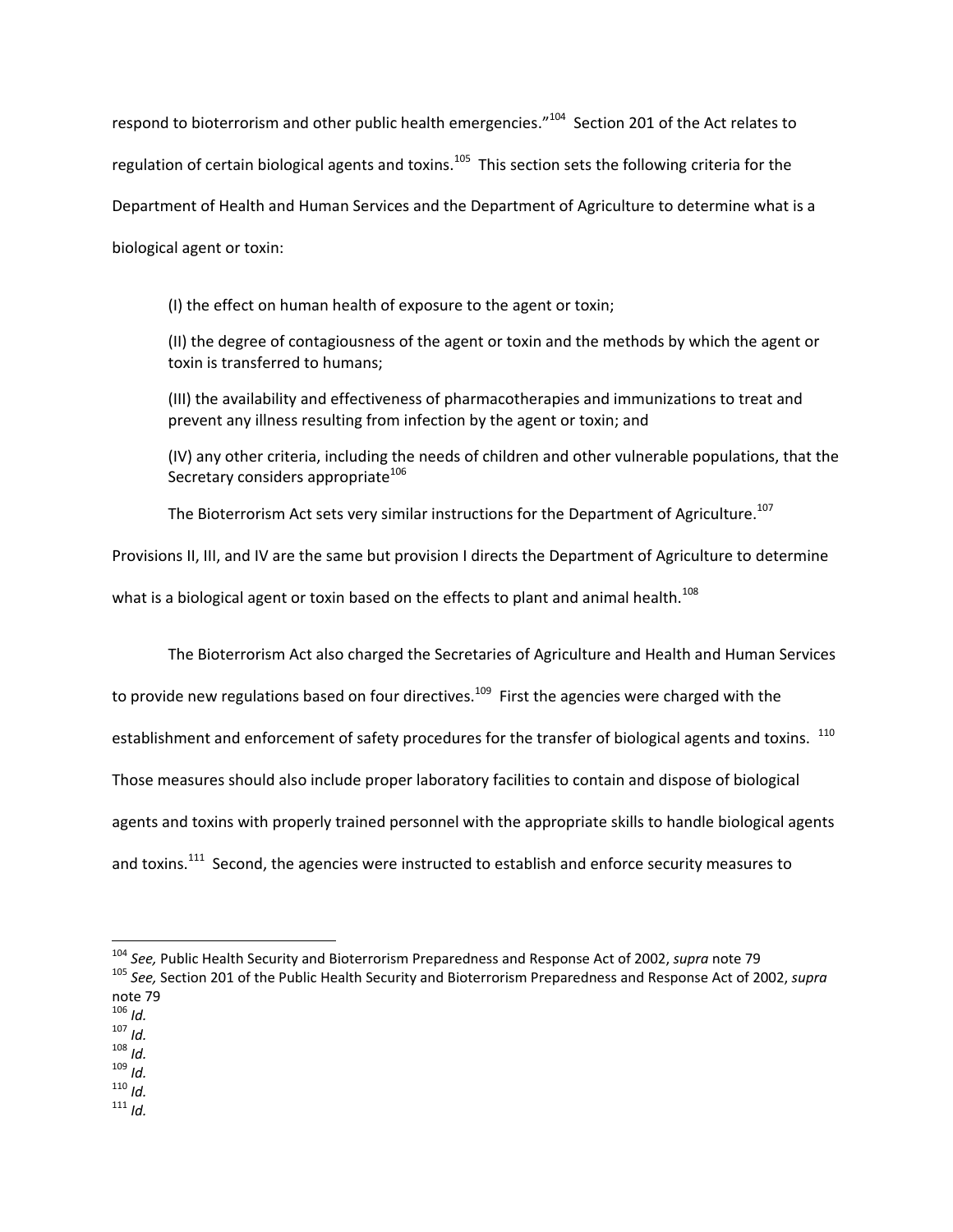respond to bioterrorism and other public health emergencies."[104] Section 201 of the Act relates to regulation of certain biological agents and toxins.[105] This section sets the following criteria for the Department of Health and Human Services and the Department of Agriculture to determine what is a biological agent or toxin:

> (I) the effect on human health of exposure to the agent or toxin;
>
> (II) the degree of contagiousness of the agent or toxin and the methods by which the agent or toxin is transferred to humans;
>
> (III) the availability and effectiveness of pharmacotherapies and immunizations to treat and prevent any illness resulting from infection by the agent or toxin; and
>
> (IV) any other criteria, including the needs of children and other vulnerable populations, that the Secretary considers appropriate[106]

The Bioterrorism Act sets very similar instructions for the Department of Agriculture.[107] Provisions II, III, and IV are the same but provision I directs the Department of Agriculture to determine what is a biological agent or toxin based on the effects to plant and animal health.[108]

The Bioterrorism Act also charged the Secretaries of Agriculture and Health and Human Services to provide new regulations based on four directives.[109] First the agencies were charged with the establishment and enforcement of safety procedures for the transfer of biological agents and toxins.[110] Those measures should also include proper laboratory facilities to contain and dispose of biological agents and toxins with properly trained personnel with the appropriate skills to handle biological agents and toxins.[111] Second, the agencies were instructed to establish and enforce security measures to

---

[104] *See,* Public Health Security and Bioterrorism Preparedness and Response Act of 2002, *supra* note 79

[105] *See,* Section 201 of the Public Health Security and Bioterrorism Preparedness and Response Act of 2002, *supra* note 79

[106] *Id.*

[107] *Id.*

[108] *Id.*

[109] *Id.*

[110] *Id.*

[111] *Id.*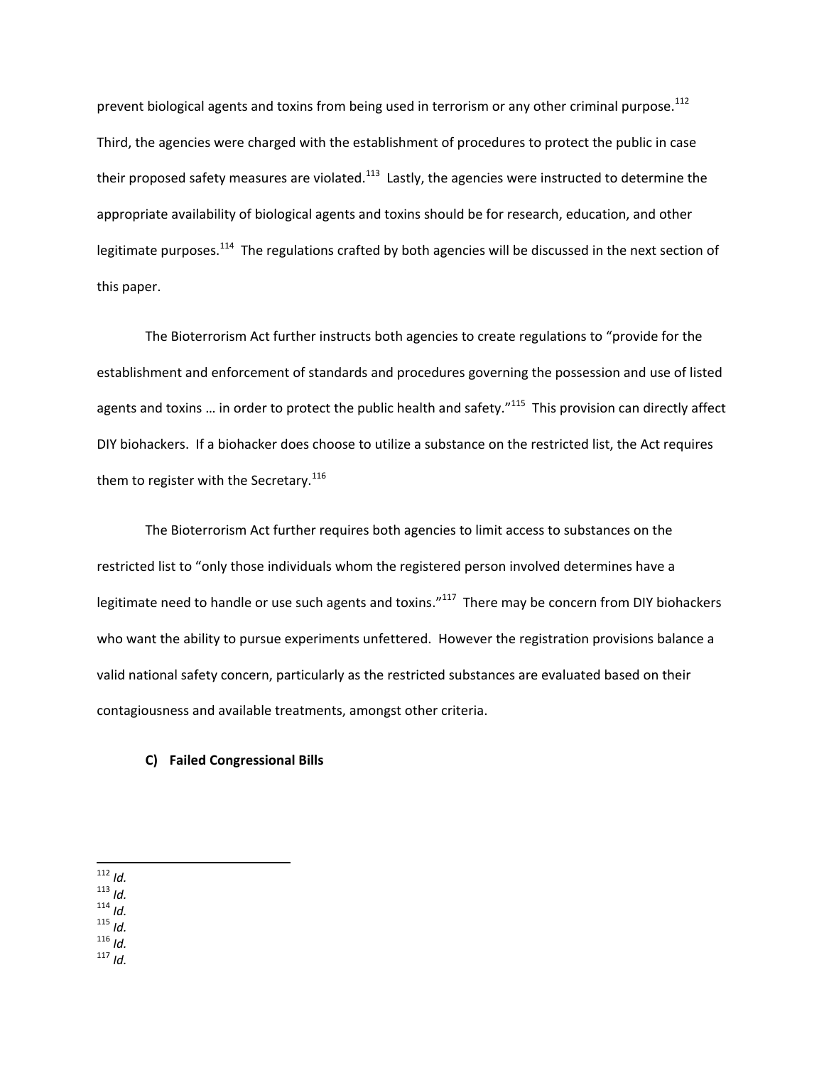prevent biological agents and toxins from being used in terrorism or any other criminal purpose.[112] Third, the agencies were charged with the establishment of procedures to protect the public in case their proposed safety measures are violated.[113] Lastly, the agencies were instructed to determine the appropriate availability of biological agents and toxins should be for research, education, and other legitimate purposes.[114] The regulations crafted by both agencies will be discussed in the next section of this paper.

The Bioterrorism Act further instructs both agencies to create regulations to "provide for the establishment and enforcement of standards and procedures governing the possession and use of listed agents and toxins … in order to protect the public health and safety."[115] This provision can directly affect DIY biohackers. If a biohacker does choose to utilize a substance on the restricted list, the Act requires them to register with the Secretary.[116]

The Bioterrorism Act further requires both agencies to limit access to substances on the restricted list to "only those individuals whom the registered person involved determines have a legitimate need to handle or use such agents and toxins."[117] There may be concern from DIY biohackers who want the ability to pursue experiments unfettered. However the registration provisions balance a valid national safety concern, particularly as the restricted substances are evaluated based on their contagiousness and available treatments, amongst other criteria.

**C) Failed Congressional Bills**

---

[112] *Id.*
[113] *Id.*
[114] *Id.*
[115] *Id.*
[116] *Id.*
[117] *Id.*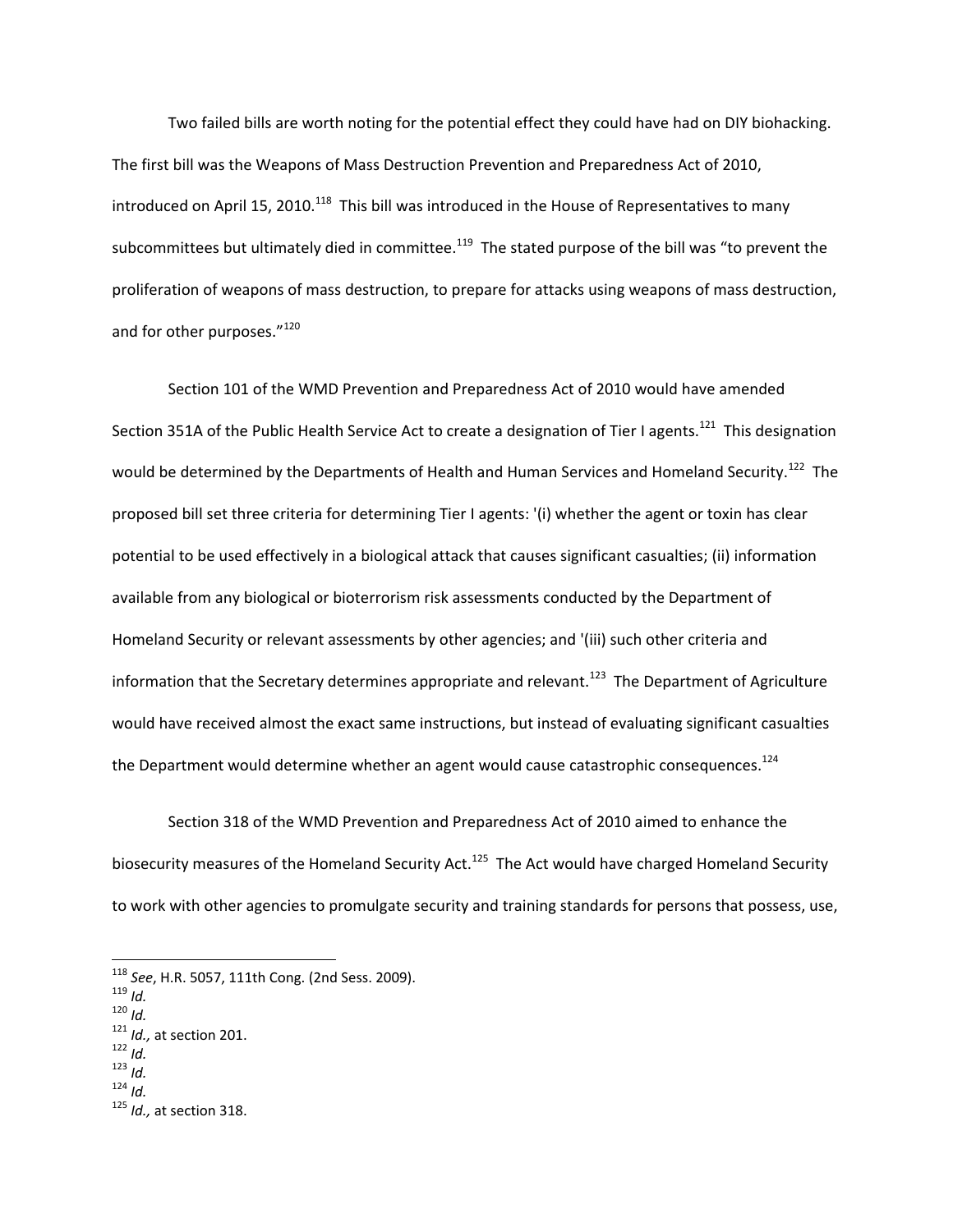Two failed bills are worth noting for the potential effect they could have had on DIY biohacking. The first bill was the Weapons of Mass Destruction Prevention and Preparedness Act of 2010, introduced on April 15, 2010.[118] This bill was introduced in the House of Representatives to many subcommittees but ultimately died in committee.[119] The stated purpose of the bill was "to prevent the proliferation of weapons of mass destruction, to prepare for attacks using weapons of mass destruction, and for other purposes."[120]

Section 101 of the WMD Prevention and Preparedness Act of 2010 would have amended Section 351A of the Public Health Service Act to create a designation of Tier I agents.[121] This designation would be determined by the Departments of Health and Human Services and Homeland Security.[122] The proposed bill set three criteria for determining Tier I agents: '(i) whether the agent or toxin has clear potential to be used effectively in a biological attack that causes significant casualties; (ii) information available from any biological or bioterrorism risk assessments conducted by the Department of Homeland Security or relevant assessments by other agencies; and '(iii) such other criteria and information that the Secretary determines appropriate and relevant.[123] The Department of Agriculture would have received almost the exact same instructions, but instead of evaluating significant casualties the Department would determine whether an agent would cause catastrophic consequences.[124]

Section 318 of the WMD Prevention and Preparedness Act of 2010 aimed to enhance the biosecurity measures of the Homeland Security Act.[125] The Act would have charged Homeland Security to work with other agencies to promulgate security and training standards for persons that possess, use,

---

[118] *See*, H.R. 5057, 111th Cong. (2nd Sess. 2009).
[119] *Id.*
[120] *Id.*
[121] *Id.,* at section 201.
[122] *Id.*
[123] *Id.*
[124] *Id.*
[125] *Id.,* at section 318.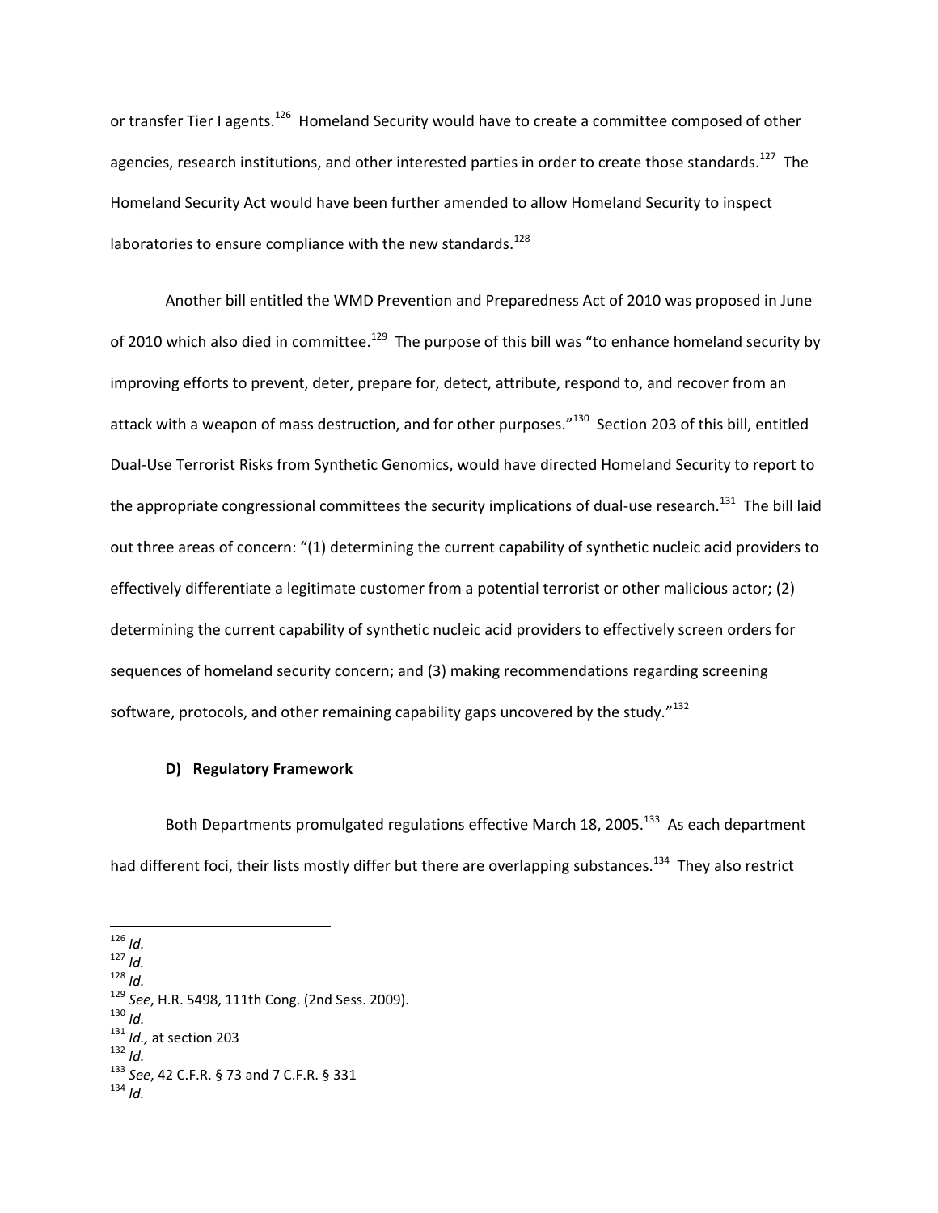or transfer Tier I agents.[126] Homeland Security would have to create a committee composed of other agencies, research institutions, and other interested parties in order to create those standards.[127] The Homeland Security Act would have been further amended to allow Homeland Security to inspect laboratories to ensure compliance with the new standards.[128]

Another bill entitled the WMD Prevention and Preparedness Act of 2010 was proposed in June of 2010 which also died in committee.[129] The purpose of this bill was "to enhance homeland security by improving efforts to prevent, deter, prepare for, detect, attribute, respond to, and recover from an attack with a weapon of mass destruction, and for other purposes."[130] Section 203 of this bill, entitled Dual-Use Terrorist Risks from Synthetic Genomics, would have directed Homeland Security to report to the appropriate congressional committees the security implications of dual-use research.[131] The bill laid out three areas of concern: "(1) determining the current capability of synthetic nucleic acid providers to effectively differentiate a legitimate customer from a potential terrorist or other malicious actor; (2) determining the current capability of synthetic nucleic acid providers to effectively screen orders for sequences of homeland security concern; and (3) making recommendations regarding screening software, protocols, and other remaining capability gaps uncovered by the study."[132]

### D) Regulatory Framework

Both Departments promulgated regulations effective March 18, 2005.[133] As each department had different foci, their lists mostly differ but there are overlapping substances.[134] They also restrict

---

[126] *Id.*
[127] *Id.*
[128] *Id.*
[129] *See*, H.R. 5498, 111th Cong. (2nd Sess. 2009).
[130] *Id.*
[131] *Id.*, at section 203
[132] *Id.*
[133] *See*, 42 C.F.R. § 73 and 7 C.F.R. § 331
[134] *Id.*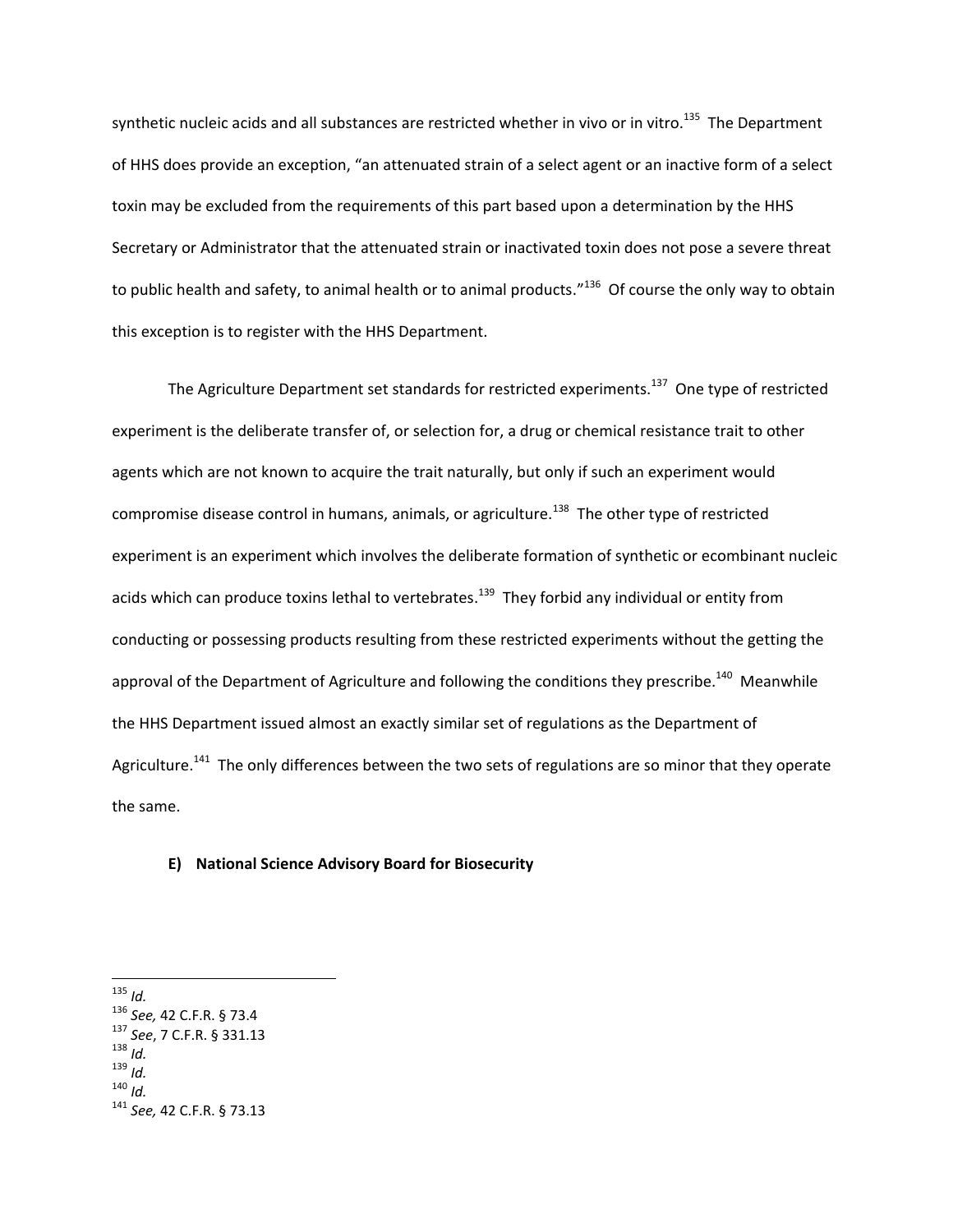synthetic nucleic acids and all substances are restricted whether in vivo or in vitro.[135] The Department of HHS does provide an exception, "an attenuated strain of a select agent or an inactive form of a select toxin may be excluded from the requirements of this part based upon a determination by the HHS Secretary or Administrator that the attenuated strain or inactivated toxin does not pose a severe threat to public health and safety, to animal health or to animal products."[136] Of course the only way to obtain this exception is to register with the HHS Department.

The Agriculture Department set standards for restricted experiments.[137] One type of restricted experiment is the deliberate transfer of, or selection for, a drug or chemical resistance trait to other agents which are not known to acquire the trait naturally, but only if such an experiment would compromise disease control in humans, animals, or agriculture.[138] The other type of restricted experiment is an experiment which involves the deliberate formation of synthetic or ecombinant nucleic acids which can produce toxins lethal to vertebrates.[139] They forbid any individual or entity from conducting or possessing products resulting from these restricted experiments without the getting the approval of the Department of Agriculture and following the conditions they prescribe.[140] Meanwhile the HHS Department issued almost an exactly similar set of regulations as the Department of Agriculture.[141] The only differences between the two sets of regulations are so minor that they operate the same.

### E) National Science Advisory Board for Biosecurity

---

[135] *Id.*
[136] *See,* 42 C.F.R. § 73.4
[137] *See*, 7 C.F.R. § 331.13
[138] *Id.*
[139] *Id.*
[140] *Id.*
[141] *See,* 42 C.F.R. § 73.13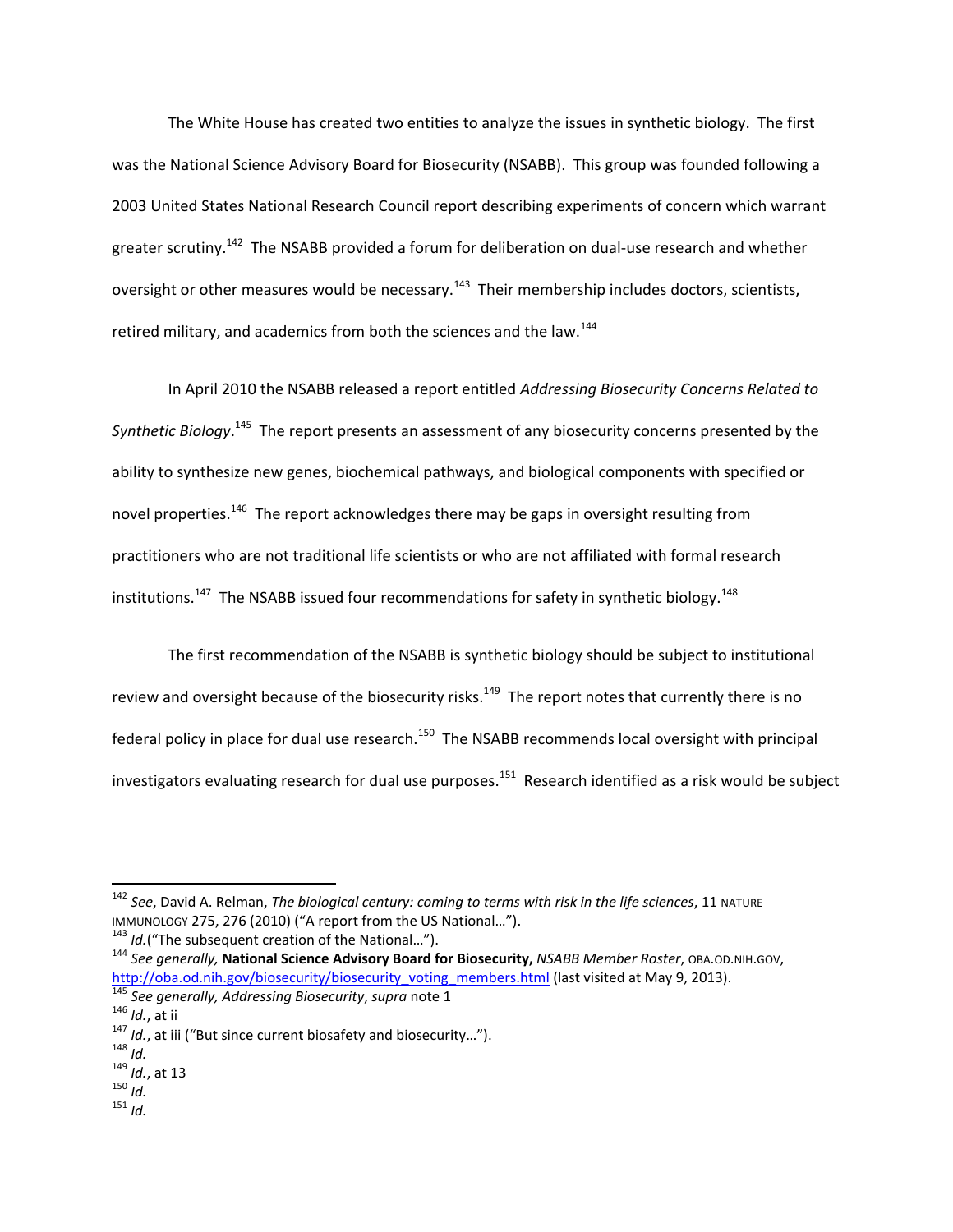The White House has created two entities to analyze the issues in synthetic biology. The first was the National Science Advisory Board for Biosecurity (NSABB). This group was founded following a 2003 United States National Research Council report describing experiments of concern which warrant greater scrutiny.[142] The NSABB provided a forum for deliberation on dual-use research and whether oversight or other measures would be necessary.[143] Their membership includes doctors, scientists, retired military, and academics from both the sciences and the law.[144]

In April 2010 the NSABB released a report entitled *Addressing Biosecurity Concerns Related to Synthetic Biology*.[145] The report presents an assessment of any biosecurity concerns presented by the ability to synthesize new genes, biochemical pathways, and biological components with specified or novel properties.[146] The report acknowledges there may be gaps in oversight resulting from practitioners who are not traditional life scientists or who are not affiliated with formal research institutions.[147] The NSABB issued four recommendations for safety in synthetic biology.[148]

The first recommendation of the NSABB is synthetic biology should be subject to institutional review and oversight because of the biosecurity risks.[149] The report notes that currently there is no federal policy in place for dual use research.[150] The NSABB recommends local oversight with principal investigators evaluating research for dual use purposes.[151] Research identified as a risk would be subject

---

[142] *See*, David A. Relman, *The biological century: coming to terms with risk in the life sciences*, 11 NATURE IMMUNOLOGY 275, 276 (2010) ("A report from the US National…").

[143] *Id.*("The subsequent creation of the National…").

[144] *See generally,* **National Science Advisory Board for Biosecurity,** *NSABB Member Roster*, OBA.OD.NIH.GOV, http://oba.od.nih.gov/biosecurity/biosecurity_voting_members.html (last visited at May 9, 2013).

[145] *See generally, Addressing Biosecurity*, *supra* note 1

[146] *Id.*, at ii

[147] *Id.*, at iii ("But since current biosafety and biosecurity…").

[148] *Id.*

[149] *Id.*, at 13

[150] *Id.*

[151] *Id.*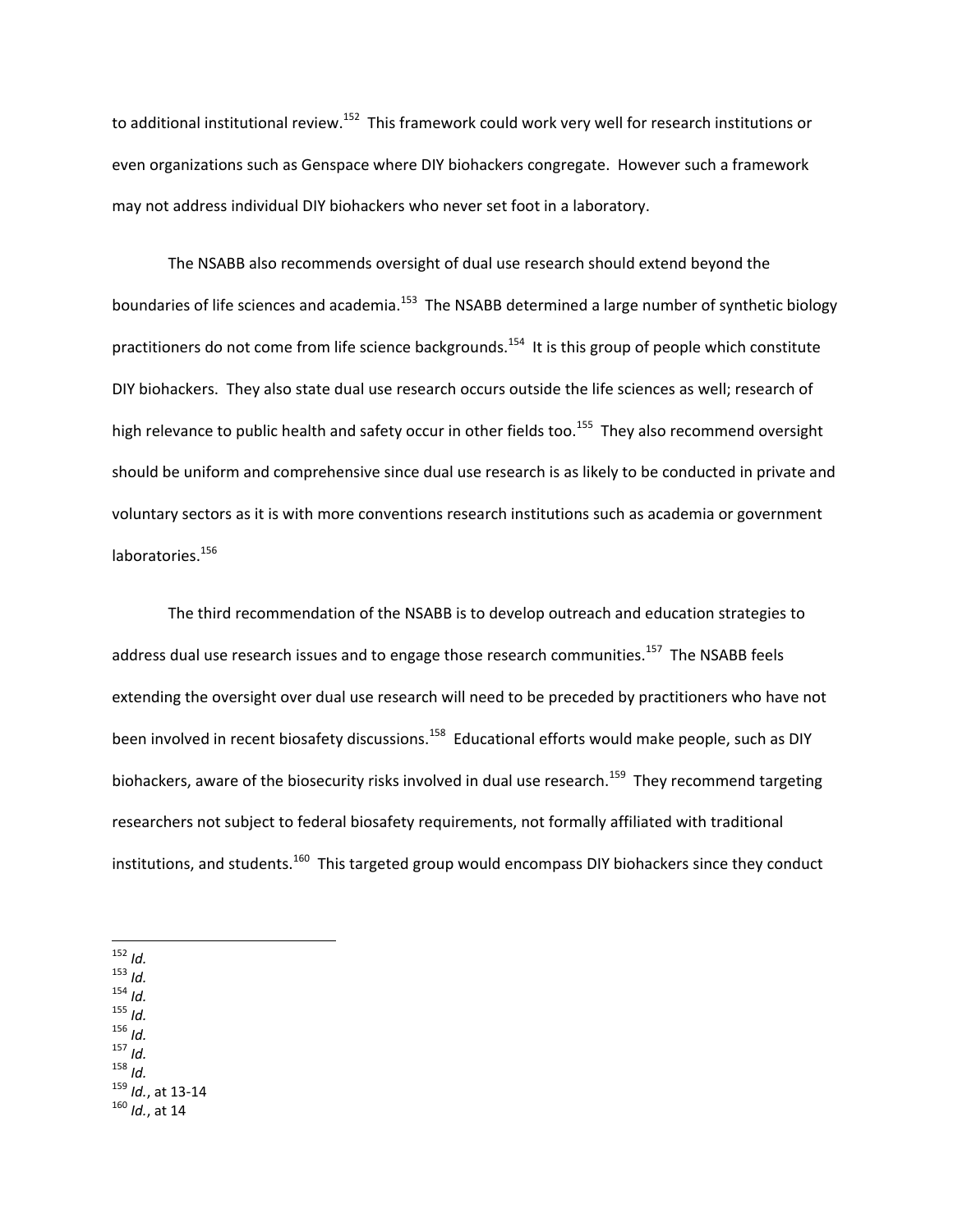to additional institutional review.[152] This framework could work very well for research institutions or even organizations such as Genspace where DIY biohackers congregate. However such a framework may not address individual DIY biohackers who never set foot in a laboratory.

The NSABB also recommends oversight of dual use research should extend beyond the boundaries of life sciences and academia.[153] The NSABB determined a large number of synthetic biology practitioners do not come from life science backgrounds.[154] It is this group of people which constitute DIY biohackers. They also state dual use research occurs outside the life sciences as well; research of high relevance to public health and safety occur in other fields too.[155] They also recommend oversight should be uniform and comprehensive since dual use research is as likely to be conducted in private and voluntary sectors as it is with more conventions research institutions such as academia or government laboratories.[156]

The third recommendation of the NSABB is to develop outreach and education strategies to address dual use research issues and to engage those research communities.[157] The NSABB feels extending the oversight over dual use research will need to be preceded by practitioners who have not been involved in recent biosafety discussions.[158] Educational efforts would make people, such as DIY biohackers, aware of the biosecurity risks involved in dual use research.[159] They recommend targeting researchers not subject to federal biosafety requirements, not formally affiliated with traditional institutions, and students.[160] This targeted group would encompass DIY biohackers since they conduct

---

[152] *Id.*
[153] *Id.*
[154] *Id.*
[155] *Id.*
[156] *Id.*
[157] *Id.*
[158] *Id.*
[159] *Id.*, at 13-14
[160] *Id.*, at 14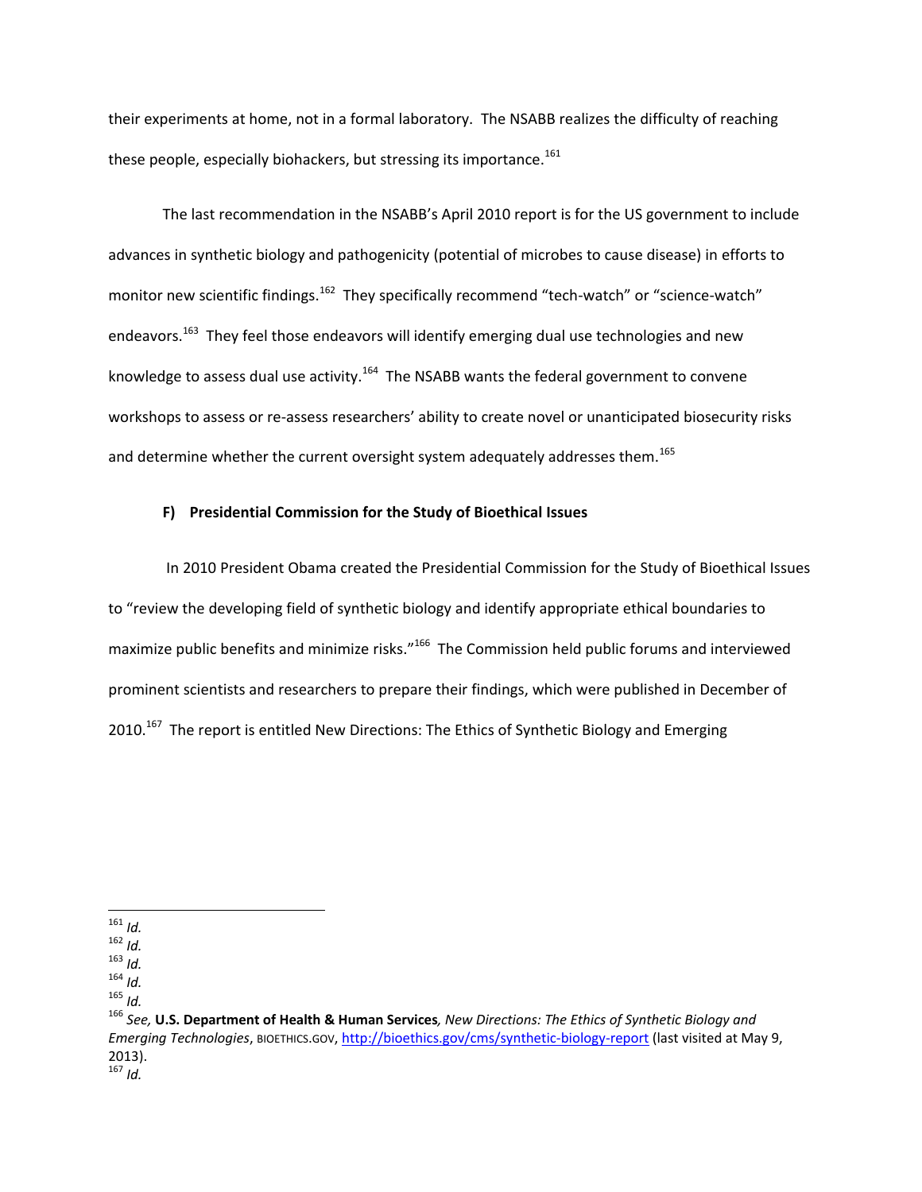their experiments at home, not in a formal laboratory. The NSABB realizes the difficulty of reaching these people, especially biohackers, but stressing its importance.[161]

The last recommendation in the NSABB's April 2010 report is for the US government to include advances in synthetic biology and pathogenicity (potential of microbes to cause disease) in efforts to monitor new scientific findings.[162] They specifically recommend "tech-watch" or "science-watch" endeavors.[163] They feel those endeavors will identify emerging dual use technologies and new knowledge to assess dual use activity.[164] The NSABB wants the federal government to convene workshops to assess or re-assess researchers' ability to create novel or unanticipated biosecurity risks and determine whether the current oversight system adequately addresses them.[165]

### F) Presidential Commission for the Study of Bioethical Issues

In 2010 President Obama created the Presidential Commission for the Study of Bioethical Issues to "review the developing field of synthetic biology and identify appropriate ethical boundaries to maximize public benefits and minimize risks."[166] The Commission held public forums and interviewed prominent scientists and researchers to prepare their findings, which were published in December of 2010.[167] The report is entitled New Directions: The Ethics of Synthetic Biology and Emerging

---

[161] *Id.*
[162] *Id.*
[163] *Id.*
[164] *Id.*
[165] *Id.*
[166] *See,* **U.S. Department of Health & Human Services***, New Directions: The Ethics of Synthetic Biology and Emerging Technologies*, BIOETHICS.GOV, http://bioethics.gov/cms/synthetic-biology-report (last visited at May 9, 2013).
[167] *Id.*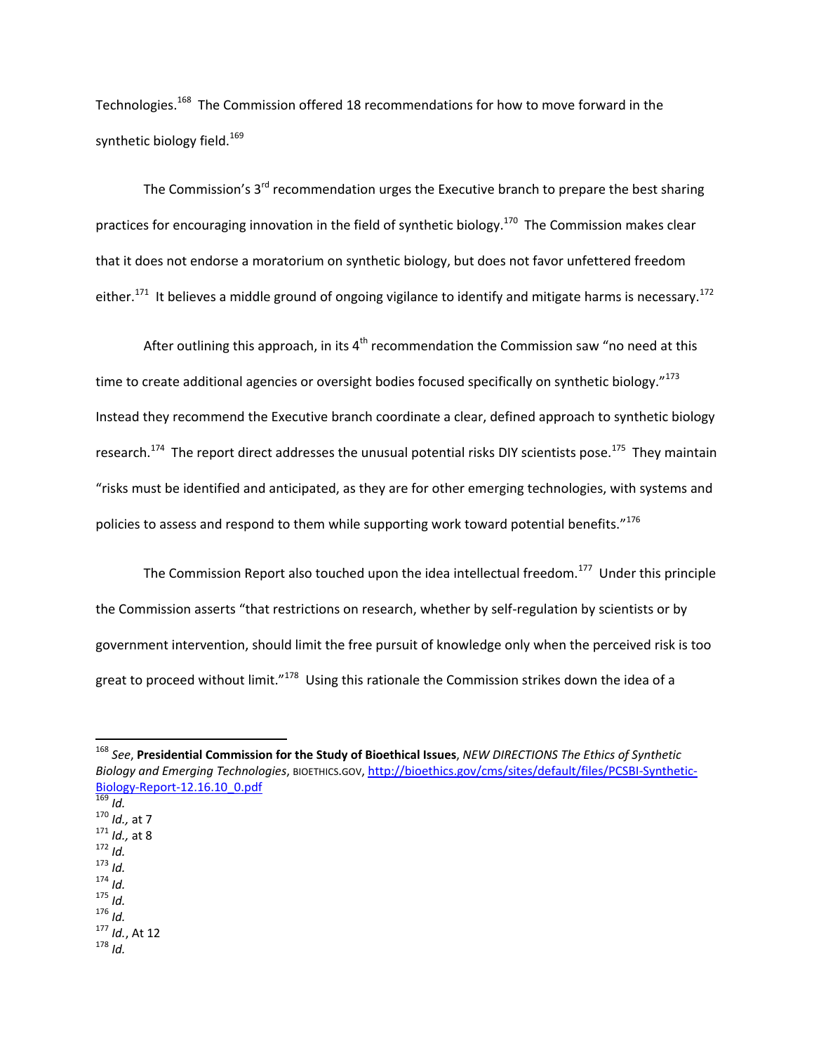Technologies.[168] The Commission offered 18 recommendations for how to move forward in the synthetic biology field.[169]

The Commission's 3rd recommendation urges the Executive branch to prepare the best sharing practices for encouraging innovation in the field of synthetic biology.[170] The Commission makes clear that it does not endorse a moratorium on synthetic biology, but does not favor unfettered freedom either.[171] It believes a middle ground of ongoing vigilance to identify and mitigate harms is necessary.[172]

After outlining this approach, in its 4th recommendation the Commission saw "no need at this time to create additional agencies or oversight bodies focused specifically on synthetic biology."[173] Instead they recommend the Executive branch coordinate a clear, defined approach to synthetic biology research.[174] The report direct addresses the unusual potential risks DIY scientists pose.[175] They maintain "risks must be identified and anticipated, as they are for other emerging technologies, with systems and policies to assess and respond to them while supporting work toward potential benefits."[176]

The Commission Report also touched upon the idea intellectual freedom.[177] Under this principle the Commission asserts "that restrictions on research, whether by self-regulation by scientists or by government intervention, should limit the free pursuit of knowledge only when the perceived risk is too great to proceed without limit."[178] Using this rationale the Commission strikes down the idea of a

---

[168] *See*, **Presidential Commission for the Study of Bioethical Issues**, *NEW DIRECTIONS The Ethics of Synthetic Biology and Emerging Technologies*, BIOETHICS.GOV, http://bioethics.gov/cms/sites/default/files/PCSBI-Synthetic-Biology-Report-12.16.10_0.pdf

[169] *Id.*

[170] *Id.,* at 7

[171] *Id.,* at 8

[172] *Id.*

[173] *Id.*

[174] *Id.*

[175] *Id.*

[176] *Id.*

[177] *Id.*, At 12

[178] *Id.*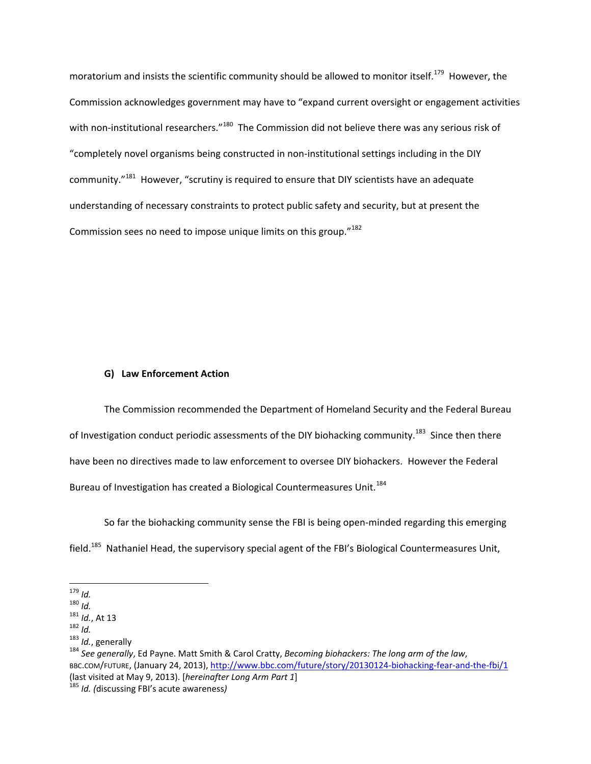moratorium and insists the scientific community should be allowed to monitor itself.[179] However, the Commission acknowledges government may have to "expand current oversight or engagement activities with non-institutional researchers."[180] The Commission did not believe there was any serious risk of "completely novel organisms being constructed in non-institutional settings including in the DIY community."[181] However, "scrutiny is required to ensure that DIY scientists have an adequate understanding of necessary constraints to protect public safety and security, but at present the Commission sees no need to impose unique limits on this group."[182]

#### G) Law Enforcement Action

The Commission recommended the Department of Homeland Security and the Federal Bureau of Investigation conduct periodic assessments of the DIY biohacking community.[183] Since then there have been no directives made to law enforcement to oversee DIY biohackers. However the Federal Bureau of Investigation has created a Biological Countermeasures Unit.[184]

So far the biohacking community sense the FBI is being open-minded regarding this emerging field.[185] Nathaniel Head, the supervisory special agent of the FBI's Biological Countermeasures Unit,

---

[179] *Id.*
[180] *Id.*
[181] *Id.*, At 13
[182] *Id.*
[183] *Id.*, generally
[184] *See generally*, Ed Payne. Matt Smith & Carol Cratty, *Becoming biohackers: The long arm of the law*, BBC.COM/FUTURE, (January 24, 2013), http://www.bbc.com/future/story/20130124-biohacking-fear-and-the-fbi/1 (last visited at May 9, 2013). [*hereinafter Long Arm Part 1*]
[185] *Id.* (discussing FBI's acute awareness)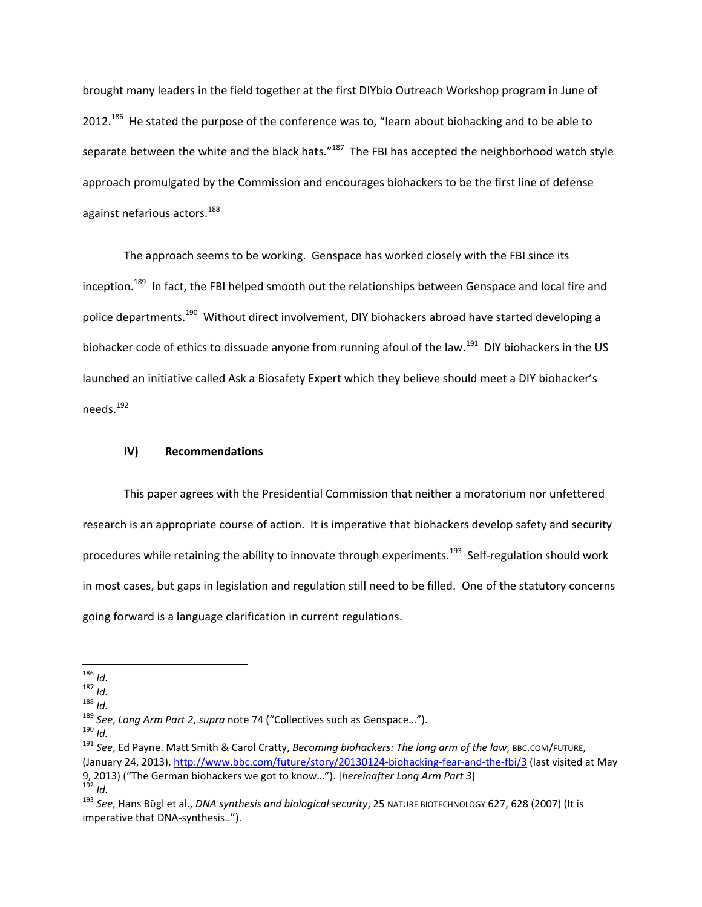brought many leaders in the field together at the first DIYbio Outreach Workshop program in June of 2012.[186] He stated the purpose of the conference was to, "learn about biohacking and to be able to separate between the white and the black hats."[187] The FBI has accepted the neighborhood watch style approach promulgated by the Commission and encourages biohackers to be the first line of defense against nefarious actors.[188]

The approach seems to be working. Genspace has worked closely with the FBI since its inception.[189] In fact, the FBI helped smooth out the relationships between Genspace and local fire and police departments.[190] Without direct involvement, DIY biohackers abroad have started developing a biohacker code of ethics to dissuade anyone from running afoul of the law.[191] DIY biohackers in the US launched an initiative called Ask a Biosafety Expert which they believe should meet a DIY biohacker's needs.[192]

## IV) Recommendations

This paper agrees with the Presidential Commission that neither a moratorium nor unfettered research is an appropriate course of action. It is imperative that biohackers develop safety and security procedures while retaining the ability to innovate through experiments.[193] Self-regulation should work in most cases, but gaps in legislation and regulation still need to be filled. One of the statutory concerns going forward is a language clarification in current regulations.

---

[186] *Id.*

[187] *Id.*

[188] *Id.*

[189] *See*, *Long Arm Part 2*, *supra* note 74 ("Collectives such as Genspace…").

[190] *Id.*

[191] *See*, Ed Payne. Matt Smith & Carol Cratty, *Becoming biohackers: The long arm of the law*, BBC.COM/FUTURE, (January 24, 2013), http://www.bbc.com/future/story/20130124-biohacking-fear-and-the-fbi/3 (last visited at May 9, 2013) ("The German biohackers we got to know…"). [*hereinafter Long Arm Part 3*]

[192] *Id.*

[193] *See*, Hans Bügl et al., *DNA synthesis and biological security*, 25 NATURE BIOTECHNOLOGY 627, 628 (2007) (It is imperative that DNA-synthesis..").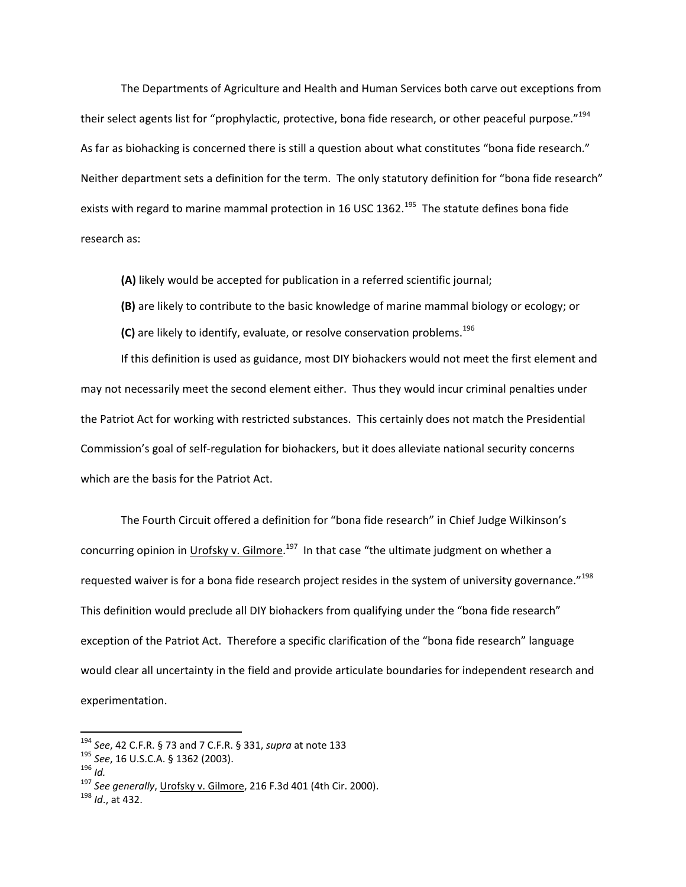The Departments of Agriculture and Health and Human Services both carve out exceptions from their select agents list for "prophylactic, protective, bona fide research, or other peaceful purpose."[194] As far as biohacking is concerned there is still a question about what constitutes "bona fide research." Neither department sets a definition for the term. The only statutory definition for "bona fide research" exists with regard to marine mammal protection in 16 USC 1362.[195] The statute defines bona fide research as:

> **(A)** likely would be accepted for publication in a referred scientific journal;
>
> **(B)** are likely to contribute to the basic knowledge of marine mammal biology or ecology; or
>
> **(C)** are likely to identify, evaluate, or resolve conservation problems.[196]

If this definition is used as guidance, most DIY biohackers would not meet the first element and may not necessarily meet the second element either. Thus they would incur criminal penalties under the Patriot Act for working with restricted substances. This certainly does not match the Presidential Commission's goal of self-regulation for biohackers, but it does alleviate national security concerns which are the basis for the Patriot Act.

The Fourth Circuit offered a definition for "bona fide research" in Chief Judge Wilkinson's concurring opinion in Urofsky v. Gilmore.[197] In that case "the ultimate judgment on whether a requested waiver is for a bona fide research project resides in the system of university governance."[198] This definition would preclude all DIY biohackers from qualifying under the "bona fide research" exception of the Patriot Act. Therefore a specific clarification of the "bona fide research" language would clear all uncertainty in the field and provide articulate boundaries for independent research and experimentation.

---

[194] *See*, 42 C.F.R. § 73 and 7 C.F.R. § 331, *supra* at note 133

[195] *See*, 16 U.S.C.A. § 1362 (2003).

[196] *Id.*

[197] *See generally*, Urofsky v. Gilmore, 216 F.3d 401 (4th Cir. 2000).

[198] *Id.*, at 432.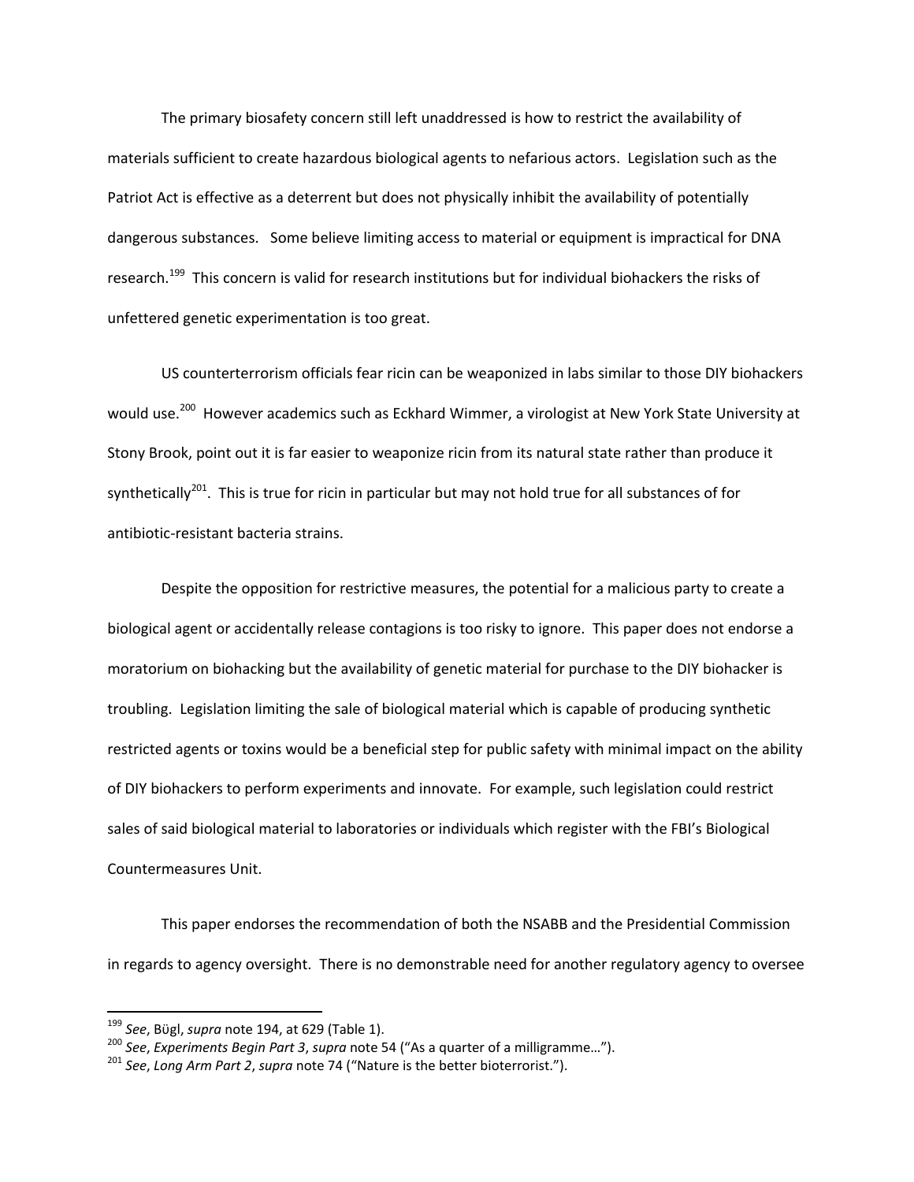The primary biosafety concern still left unaddressed is how to restrict the availability of materials sufficient to create hazardous biological agents to nefarious actors. Legislation such as the Patriot Act is effective as a deterrent but does not physically inhibit the availability of potentially dangerous substances. Some believe limiting access to material or equipment is impractical for DNA research.[199] This concern is valid for research institutions but for individual biohackers the risks of unfettered genetic experimentation is too great.

US counterterrorism officials fear ricin can be weaponized in labs similar to those DIY biohackers would use.[200] However academics such as Eckhard Wimmer, a virologist at New York State University at Stony Brook, point out it is far easier to weaponize ricin from its natural state rather than produce it synthetically[201]. This is true for ricin in particular but may not hold true for all substances of for antibiotic-resistant bacteria strains.

Despite the opposition for restrictive measures, the potential for a malicious party to create a biological agent or accidentally release contagions is too risky to ignore. This paper does not endorse a moratorium on biohacking but the availability of genetic material for purchase to the DIY biohacker is troubling. Legislation limiting the sale of biological material which is capable of producing synthetic restricted agents or toxins would be a beneficial step for public safety with minimal impact on the ability of DIY biohackers to perform experiments and innovate. For example, such legislation could restrict sales of said biological material to laboratories or individuals which register with the FBI's Biological Countermeasures Unit.

This paper endorses the recommendation of both the NSABB and the Presidential Commission in regards to agency oversight. There is no demonstrable need for another regulatory agency to oversee

---

[199] *See*, Bügl, *supra* note 194, at 629 (Table 1).

[200] *See*, *Experiments Begin Part 3*, *supra* note 54 ("As a quarter of a milligramme…").

[201] *See*, *Long Arm Part 2*, *supra* note 74 ("Nature is the better bioterrorist.").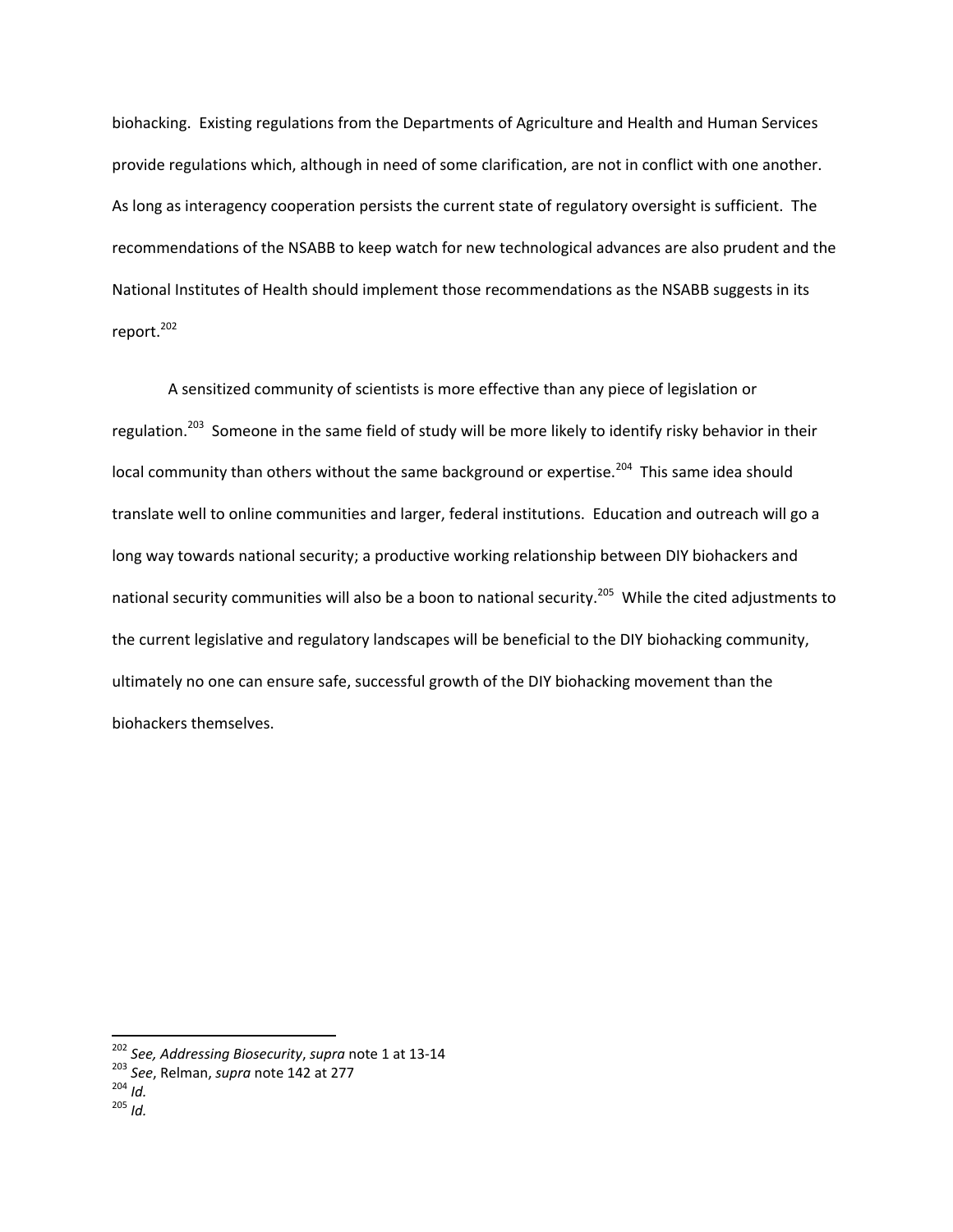biohacking. Existing regulations from the Departments of Agriculture and Health and Human Services provide regulations which, although in need of some clarification, are not in conflict with one another. As long as interagency cooperation persists the current state of regulatory oversight is sufficient. The recommendations of the NSABB to keep watch for new technological advances are also prudent and the National Institutes of Health should implement those recommendations as the NSABB suggests in its report.[202]

A sensitized community of scientists is more effective than any piece of legislation or regulation.[203] Someone in the same field of study will be more likely to identify risky behavior in their local community than others without the same background or expertise.[204] This same idea should translate well to online communities and larger, federal institutions. Education and outreach will go a long way towards national security; a productive working relationship between DIY biohackers and national security communities will also be a boon to national security.[205] While the cited adjustments to the current legislative and regulatory landscapes will be beneficial to the DIY biohacking community, ultimately no one can ensure safe, successful growth of the DIY biohacking movement than the biohackers themselves.

---

[202] *See, Addressing Biosecurity*, *supra* note 1 at 13-14

[203] *See*, Relman, *supra* note 142 at 277

[204] *Id.*

[205] *Id.*